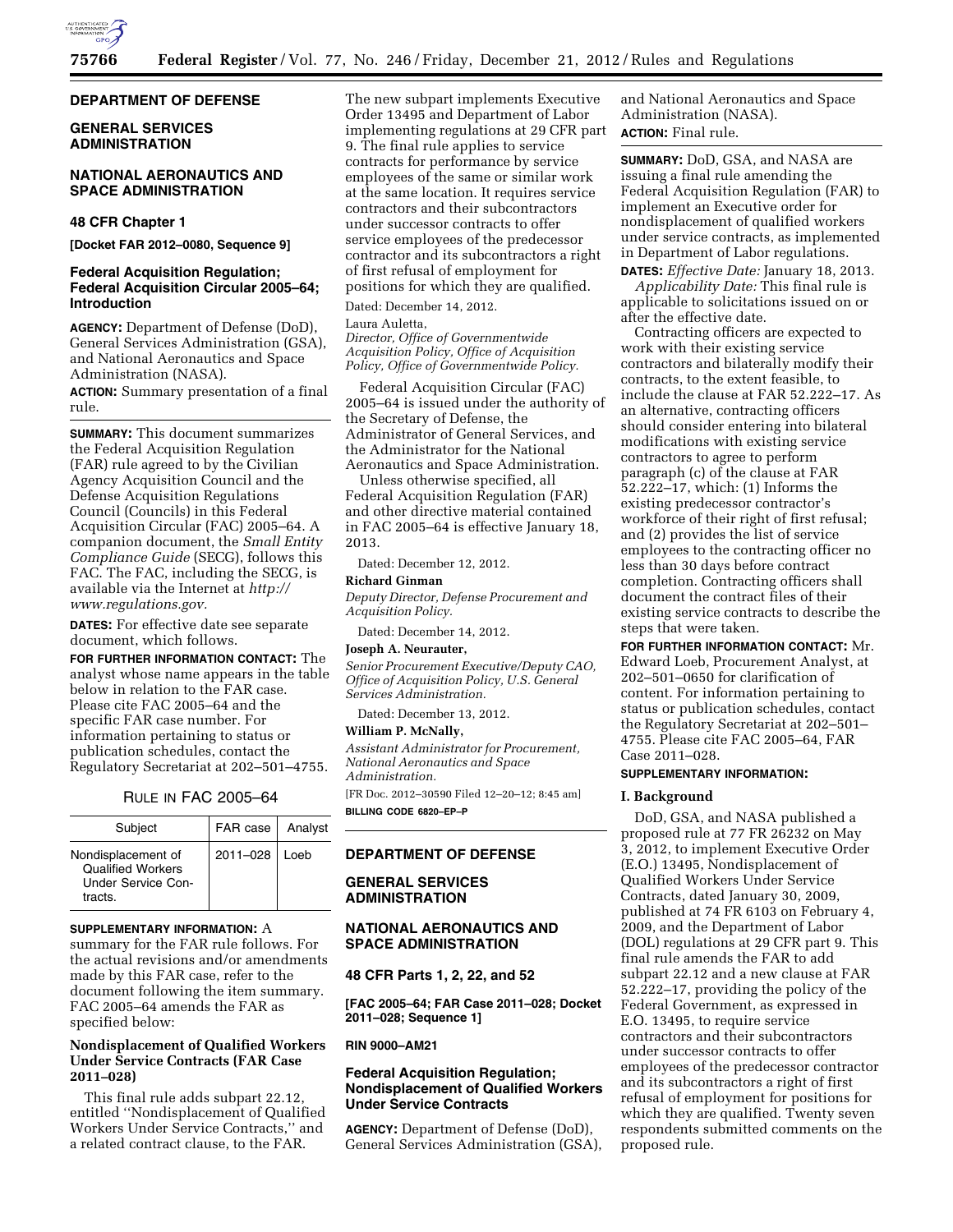## DEPARTMENT OF DEFENSE

## GENERAL SERVICES ADMINISTRATION

## NATIONAL AERONAUTICS AND SPACE ADMINISTRATION

### 48 CFR Chapter 1

**[Docket FAR 2012–0080, Sequence 9]**

### Federal Acquisition Regulation; Federal Acquisition Circular 2005–64; Introduction

**AGENCY:** Department of Defense (DoD), General Services Administration (GSA), and National Aeronautics and Space Administration (NASA).

**ACTION:** Summary presentation of a final rule.

**SUMMARY:** This document summarizes the Federal Acquisition Regulation (FAR) rule agreed to by the Civilian Agency Acquisition Council and the Defense Acquisition Regulations Council (Councils) in this Federal Acquisition Circular (FAC) 2005–64. A companion document, the *Small Entity Compliance Guide* (SECG), follows this FAC. The FAC, including the SECG, is available via the Internet at *http://www.regulations.gov.*

**DATES:** For effective date see separate document, which follows.

**FOR FURTHER INFORMATION CONTACT:** The analyst whose name appears in the table below in relation to the FAR case. Please cite FAC 2005–64 and the specific FAR case number. For information pertaining to status or publication schedules, contact the Regulatory Secretariat at 202–501–4755.

RULE IN FAC 2005–64

| Subject | FAR case | Analyst |
|---|---|---|
| Nondisplacement of Qualified Workers Under Service Contracts. | 2011–028 | Loeb |

**SUPPLEMENTARY INFORMATION:** A summary for the FAR rule follows. For the actual revisions and/or amendments made by this FAR case, refer to the document following the item summary. FAC 2005–64 amends the FAR as specified below:

**Nondisplacement of Qualified Workers Under Service Contracts (FAR Case 2011–028)**

This final rule adds subpart 22.12, entitled ''Nondisplacement of Qualified Workers Under Service Contracts,'' and a related contract clause, to the FAR. The new subpart implements Executive Order 13495 and Department of Labor implementing regulations at 29 CFR part 9. The final rule applies to service contracts for performance by service employees of the same or similar work at the same location. It requires service contractors and their subcontractors under successor contracts to offer service employees of the predecessor contractor and its subcontractors a right of first refusal of employment for positions for which they are qualified.

Dated: December 14, 2012.

Laura Auletta,

*Director, Office of Governmentwide Acquisition Policy, Office of Acquisition Policy, Office of Governmentwide Policy.*

Federal Acquisition Circular (FAC) 2005–64 is issued under the authority of the Secretary of Defense, the Administrator of General Services, and the Administrator for the National Aeronautics and Space Administration.

Unless otherwise specified, all Federal Acquisition Regulation (FAR) and other directive material contained in FAC 2005–64 is effective January 18, 2013.

Dated: December 12, 2012.

**Richard Ginman**

*Deputy Director, Defense Procurement and Acquisition Policy.*

Dated: December 14, 2012.

**Joseph A. Neurauter,**

*Senior Procurement Executive/Deputy CAO, Office of Acquisition Policy, U.S. General Services Administration.*

Dated: December 13, 2012.

**William P. McNally,**

*Assistant Administrator for Procurement, National Aeronautics and Space Administration.*

[FR Doc. 2012–30590 Filed 12–20–12; 8:45 am]

**BILLING CODE 6820–EP–P**

## DEPARTMENT OF DEFENSE

## GENERAL SERVICES ADMINISTRATION

## NATIONAL AERONAUTICS AND SPACE ADMINISTRATION

### 48 CFR Parts 1, 2, 22, and 52

**[FAC 2005–64; FAR Case 2011–028; Docket 2011–028; Sequence 1]**

**RIN 9000–AM21**

### Federal Acquisition Regulation; Nondisplacement of Qualified Workers Under Service Contracts

**AGENCY:** Department of Defense (DoD), General Services Administration (GSA), and National Aeronautics and Space Administration (NASA).

**ACTION:** Final rule.

**SUMMARY:** DoD, GSA, and NASA are issuing a final rule amending the Federal Acquisition Regulation (FAR) to implement an Executive order for nondisplacement of qualified workers under service contracts, as implemented in Department of Labor regulations.

**DATES:** *Effective Date:* January 18, 2013.

*Applicability Date:* This final rule is applicable to solicitations issued on or after the effective date.

Contracting officers are expected to work with their existing service contractors and bilaterally modify their contracts, to the extent feasible, to include the clause at FAR 52.222–17. As an alternative, contracting officers should consider entering into bilateral modifications with existing service contractors to agree to perform paragraph (c) of the clause at FAR 52.222–17, which: (1) Informs the existing predecessor contractor's workforce of their right of first refusal; and (2) provides the list of service employees to the contracting officer no less than 30 days before contract completion. Contracting officers shall document the contract files of their existing service contracts to describe the steps that were taken.

**FOR FURTHER INFORMATION CONTACT:** Mr. Edward Loeb, Procurement Analyst, at 202–501–0650 for clarification of content. For information pertaining to status or publication schedules, contact the Regulatory Secretariat at 202–501–4755. Please cite FAC 2005–64, FAR Case 2011–028.

**SUPPLEMENTARY INFORMATION:**

**I. Background**

DoD, GSA, and NASA published a proposed rule at 77 FR 26232 on May 3, 2012, to implement Executive Order (E.O.) 13495, Nondisplacement of Qualified Workers Under Service Contracts, dated January 30, 2009, published at 74 FR 6103 on February 4, 2009, and the Department of Labor (DOL) regulations at 29 CFR part 9. This final rule amends the FAR to add subpart 22.12 and a new clause at FAR 52.222–17, providing the policy of the Federal Government, as expressed in E.O. 13495, to require service contractors and their subcontractors under successor contracts to offer employees of the predecessor contractor and its subcontractors a right of first refusal of employment for positions for which they are qualified. Twenty seven respondents submitted comments on the proposed rule.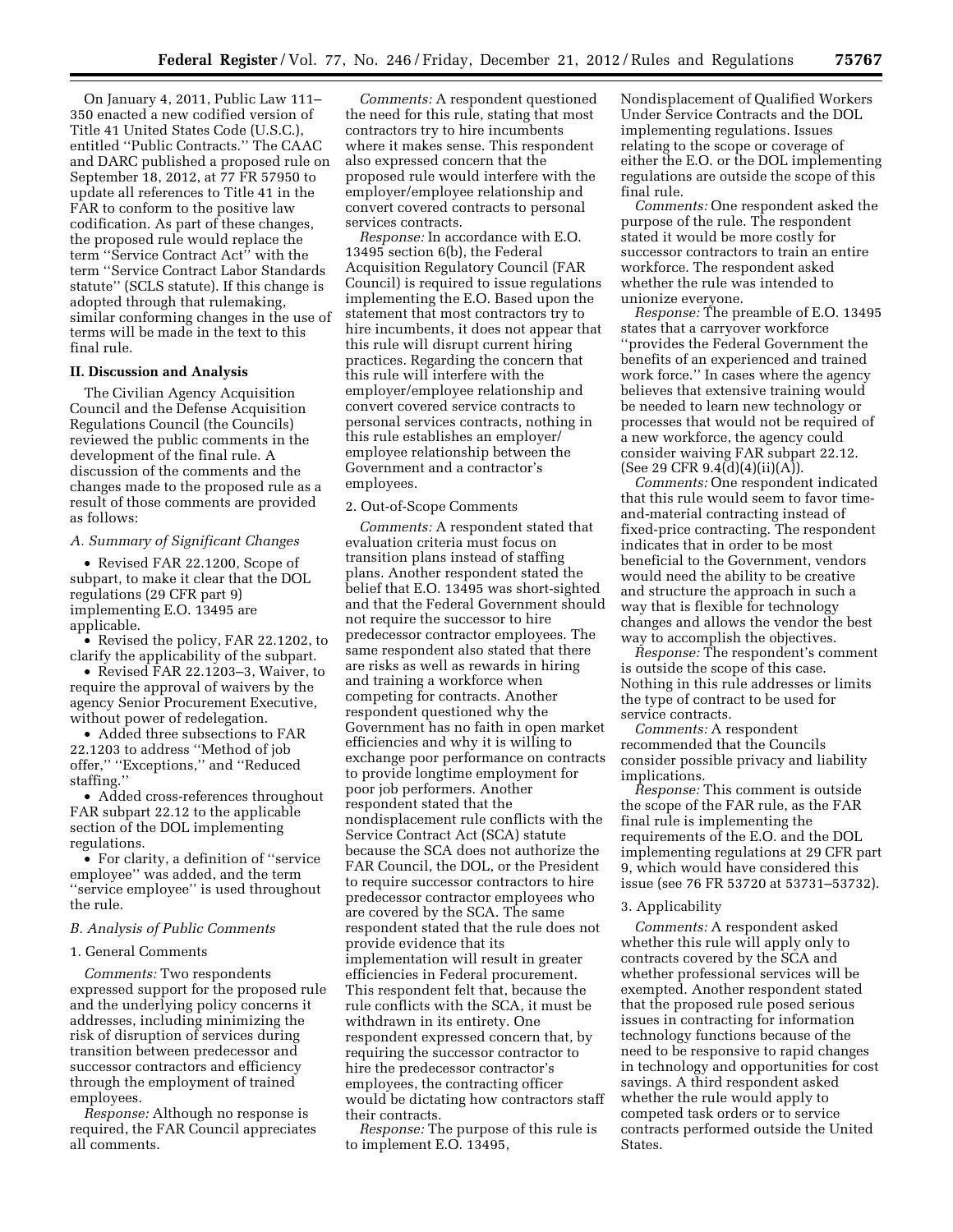On January 4, 2011, Public Law 111–350 enacted a new codified version of Title 41 United States Code (U.S.C.), entitled ''Public Contracts.'' The CAAC and DARC published a proposed rule on September 18, 2012, at 77 FR 57950 to update all references to Title 41 in the FAR to conform to the positive law codification. As part of these changes, the proposed rule would replace the term ''Service Contract Act'' with the term ''Service Contract Labor Standards statute'' (SCLS statute). If this change is adopted through that rulemaking, similar conforming changes in the use of terms will be made in the text to this final rule.

## II. Discussion and Analysis

The Civilian Agency Acquisition Council and the Defense Acquisition Regulations Council (the Councils) reviewed the public comments in the development of the final rule. A discussion of the comments and the changes made to the proposed rule as a result of those comments are provided as follows:

### *A. Summary of Significant Changes*

- Revised FAR 22.1200, Scope of subpart, to make it clear that the DOL regulations (29 CFR part 9) implementing E.O. 13495 are applicable.
- Revised the policy, FAR 22.1202, to clarify the applicability of the subpart.
- Revised FAR 22.1203–3, Waiver, to require the approval of waivers by the agency Senior Procurement Executive, without power of redelegation.
- Added three subsections to FAR 22.1203 to address ''Method of job offer,'' ''Exceptions,'' and ''Reduced staffing.''
- Added cross-references throughout FAR subpart 22.12 to the applicable section of the DOL implementing regulations.
- For clarity, a definition of ''service employee'' was added, and the term ''service employee'' is used throughout the rule.

### *B. Analysis of Public Comments*

1. General Comments

*Comments:* Two respondents expressed support for the proposed rule and the underlying policy concerns it addresses, including minimizing the risk of disruption of services during transition between predecessor and successor contractors and efficiency through the employment of trained employees.

*Response:* Although no response is required, the FAR Council appreciates all comments.

*Comments:* A respondent questioned the need for this rule, stating that most contractors try to hire incumbents where it makes sense. This respondent also expressed concern that the proposed rule would interfere with the employer/employee relationship and convert covered contracts to personal services contracts.

*Response:* In accordance with E.O. 13495 section 6(b), the Federal Acquisition Regulatory Council (FAR Council) is required to issue regulations implementing the E.O. Based upon the statement that most contractors try to hire incumbents, it does not appear that this rule will disrupt current hiring practices. Regarding the concern that this rule will interfere with the employer/employee relationship and convert covered service contracts to personal services contracts, nothing in this rule establishes an employer/employee relationship between the Government and a contractor's employees.

2. Out-of-Scope Comments

*Comments:* A respondent stated that evaluation criteria must focus on transition plans instead of staffing plans. Another respondent stated the belief that E.O. 13495 was short-sighted and that the Federal Government should not require the successor to hire predecessor contractor employees. The same respondent also stated that there are risks as well as rewards in hiring and training a workforce when competing for contracts. Another respondent questioned why the Government has no faith in open market efficiencies and why it is willing to exchange poor performance on contracts to provide longtime employment for poor job performers. Another respondent stated that the nondisplacement rule conflicts with the Service Contract Act (SCA) statute because the SCA does not authorize the FAR Council, the DOL, or the President to require successor contractors to hire predecessor contractor employees who are covered by the SCA. The same respondent stated that the rule does not provide evidence that its implementation will result in greater efficiencies in Federal procurement. This respondent felt that, because the rule conflicts with the SCA, it must be withdrawn in its entirety. One respondent expressed concern that, by requiring the successor contractor to hire the predecessor contractor's employees, the contracting officer would be dictating how contractors staff their contracts.

*Response:* The purpose of this rule is to implement E.O. 13495, Nondisplacement of Qualified Workers Under Service Contracts and the DOL implementing regulations. Issues relating to the scope or coverage of either the E.O. or the DOL implementing regulations are outside the scope of this final rule.

*Comments:* One respondent asked the purpose of the rule. The respondent stated it would be more costly for successor contractors to train an entire workforce. The respondent asked whether the rule was intended to unionize everyone.

*Response:* The preamble of E.O. 13495 states that a carryover workforce ''provides the Federal Government the benefits of an experienced and trained work force.'' In cases where the agency believes that extensive training would be needed to learn new technology or processes that would not be required of a new workforce, the agency could consider waiving FAR subpart 22.12. (See 29 CFR 9.4(d)(4)(ii)(A)).

*Comments:* One respondent indicated that this rule would seem to favor time-and-material contracting instead of fixed-price contracting. The respondent indicates that in order to be most beneficial to the Government, vendors would need the ability to be creative and structure the approach in such a way that is flexible for technology changes and allows the vendor the best way to accomplish the objectives.

*Response:* The respondent's comment is outside the scope of this case. Nothing in this rule addresses or limits the type of contract to be used for service contracts.

*Comments:* A respondent recommended that the Councils consider possible privacy and liability implications.

*Response:* This comment is outside the scope of the FAR rule, as the FAR final rule is implementing the requirements of the E.O. and the DOL implementing regulations at 29 CFR part 9, which would have considered this issue (see 76 FR 53720 at 53731–53732).

3. Applicability

*Comments:* A respondent asked whether this rule will apply only to contracts covered by the SCA and whether professional services will be exempted. Another respondent stated that the proposed rule posed serious issues in contracting for information technology functions because of the need to be responsive to rapid changes in technology and opportunities for cost savings. A third respondent asked whether the rule would apply to competed task orders or to service contracts performed outside the United States.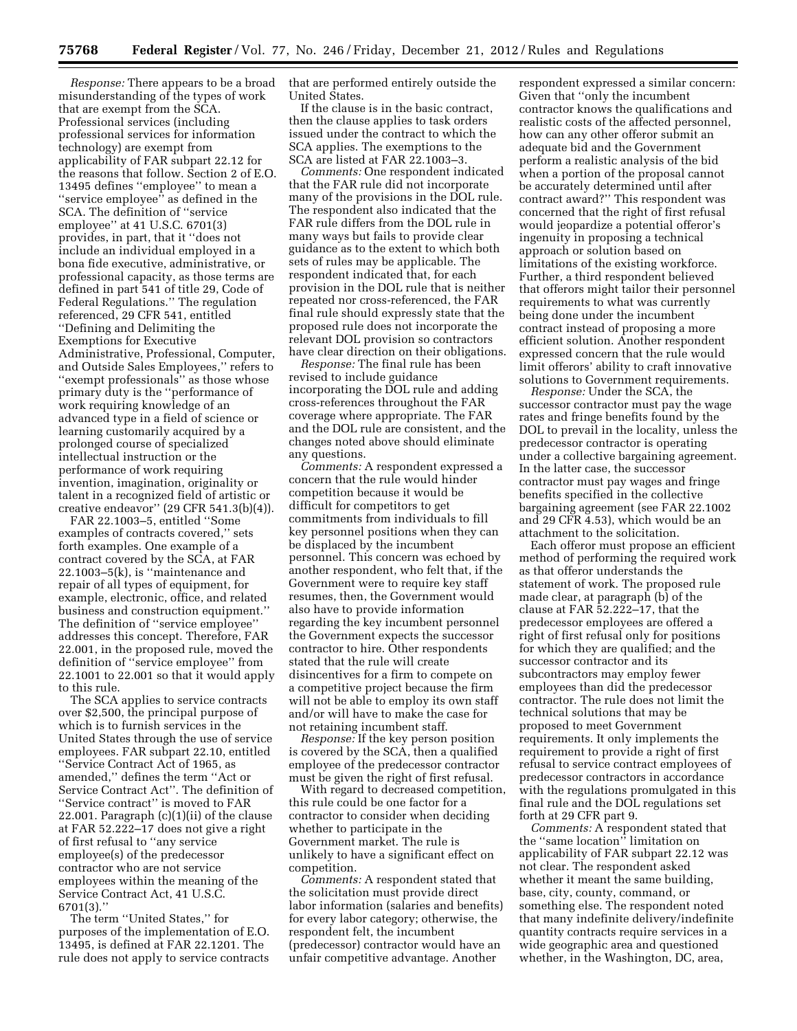*Response:* There appears to be a broad misunderstanding of the types of work that are exempt from the SCA. Professional services (including professional services for information technology) are exempt from applicability of FAR subpart 22.12 for the reasons that follow. Section 2 of E.O. 13495 defines ''employee'' to mean a ''service employee'' as defined in the SCA. The definition of ''service employee'' at 41 U.S.C. 6701(3) provides, in part, that it ''does not include an individual employed in a bona fide executive, administrative, or professional capacity, as those terms are defined in part 541 of title 29, Code of Federal Regulations.'' The regulation referenced, 29 CFR 541, entitled ''Defining and Delimiting the Exemptions for Executive Administrative, Professional, Computer, and Outside Sales Employees,'' refers to ''exempt professionals'' as those whose primary duty is the ''performance of work requiring knowledge of an advanced type in a field of science or learning customarily acquired by a prolonged course of specialized intellectual instruction or the performance of work requiring invention, imagination, originality or talent in a recognized field of artistic or creative endeavor'' (29 CFR 541.3(b)(4)).

FAR 22.1003–5, entitled ''Some examples of contracts covered,'' sets forth examples. One example of a contract covered by the SCA, at FAR 22.1003–5(k), is ''maintenance and repair of all types of equipment, for example, electronic, office, and related business and construction equipment.'' The definition of ''service employee'' addresses this concept. Therefore, FAR 22.001, in the proposed rule, moved the definition of ''service employee'' from 22.1001 to 22.001 so that it would apply to this rule.

The SCA applies to service contracts over $2,500, the principal purpose of which is to furnish services in the United States through the use of service employees. FAR subpart 22.10, entitled ''Service Contract Act of 1965, as amended,'' defines the term ''Act or Service Contract Act''. The definition of ''Service contract'' is moved to FAR 22.001. Paragraph (c)(1)(ii) of the clause at FAR 52.222–17 does not give a right of first refusal to ''any service employee(s) of the predecessor contractor who are not service employees within the meaning of the Service Contract Act, 41 U.S.C. 6701(3).''

The term ''United States,'' for purposes of the implementation of E.O. 13495, is defined at FAR 22.1201. The rule does not apply to service contracts that are performed entirely outside the United States.

If the clause is in the basic contract, then the clause applies to task orders issued under the contract to which the SCA applies. The exemptions to the SCA are listed at FAR 22.1003–3.

*Comments:* One respondent indicated that the FAR rule did not incorporate many of the provisions in the DOL rule. The respondent also indicated that the FAR rule differs from the DOL rule in many ways but fails to provide clear guidance as to the extent to which both sets of rules may be applicable. The respondent indicated that, for each provision in the DOL rule that is neither repeated nor cross-referenced, the FAR final rule should expressly state that the proposed rule does not incorporate the relevant DOL provision so contractors have clear direction on their obligations.

*Response:* The final rule has been revised to include guidance incorporating the DOL rule and adding cross-references throughout the FAR coverage where appropriate. The FAR and the DOL rule are consistent, and the changes noted above should eliminate any questions.

*Comments:* A respondent expressed a concern that the rule would hinder competition because it would be difficult for competitors to get commitments from individuals to fill key personnel positions when they can be displaced by the incumbent personnel. This concern was echoed by another respondent, who felt that, if the Government were to require key staff resumes, then, the Government would also have to provide information regarding the key incumbent personnel the Government expects the successor contractor to hire. Other respondents stated that the rule will create disincentives for a firm to compete on a competitive project because the firm will not be able to employ its own staff and/or will have to make the case for not retaining incumbent staff.

*Response:* If the key person position is covered by the SCA, then a qualified employee of the predecessor contractor must be given the right of first refusal.

With regard to decreased competition, this rule could be one factor for a contractor to consider when deciding whether to participate in the Government market. The rule is unlikely to have a significant effect on competition.

*Comments:* A respondent stated that the solicitation must provide direct labor information (salaries and benefits) for every labor category; otherwise, the respondent felt, the incumbent (predecessor) contractor would have an unfair competitive advantage. Another respondent expressed a similar concern: Given that ''only the incumbent contractor knows the qualifications and realistic costs of the affected personnel, how can any other offeror submit an adequate bid and the Government perform a realistic analysis of the bid when a portion of the proposal cannot be accurately determined until after contract award?'' This respondent was concerned that the right of first refusal would jeopardize a potential offeror's ingenuity in proposing a technical approach or solution based on limitations of the existing workforce. Further, a third respondent believed that offerors might tailor their personnel requirements to what was currently being done under the incumbent contract instead of proposing a more efficient solution. Another respondent expressed concern that the rule would limit offerors' ability to craft innovative solutions to Government requirements.

*Response:* Under the SCA, the successor contractor must pay the wage rates and fringe benefits found by the DOL to prevail in the locality, unless the predecessor contractor is operating under a collective bargaining agreement. In the latter case, the successor contractor must pay wages and fringe benefits specified in the collective bargaining agreement (see FAR 22.1002 and 29 CFR 4.53), which would be an attachment to the solicitation.

Each offeror must propose an efficient method of performing the required work as that offeror understands the statement of work. The proposed rule made clear, at paragraph (b) of the clause at FAR 52.222–17, that the predecessor employees are offered a right of first refusal only for positions for which they are qualified; and the successor contractor and its subcontractors may employ fewer employees than did the predecessor contractor. The rule does not limit the technical solutions that may be proposed to meet Government requirements. It only implements the requirement to provide a right of first refusal to service contract employees of predecessor contractors in accordance with the regulations promulgated in this final rule and the DOL regulations set forth at 29 CFR part 9.

*Comments:* A respondent stated that the ''same location'' limitation on applicability of FAR subpart 22.12 was not clear. The respondent asked whether it meant the same building, base, city, county, command, or something else. The respondent noted that many indefinite delivery/indefinite quantity contracts require services in a wide geographic area and questioned whether, in the Washington, DC, area,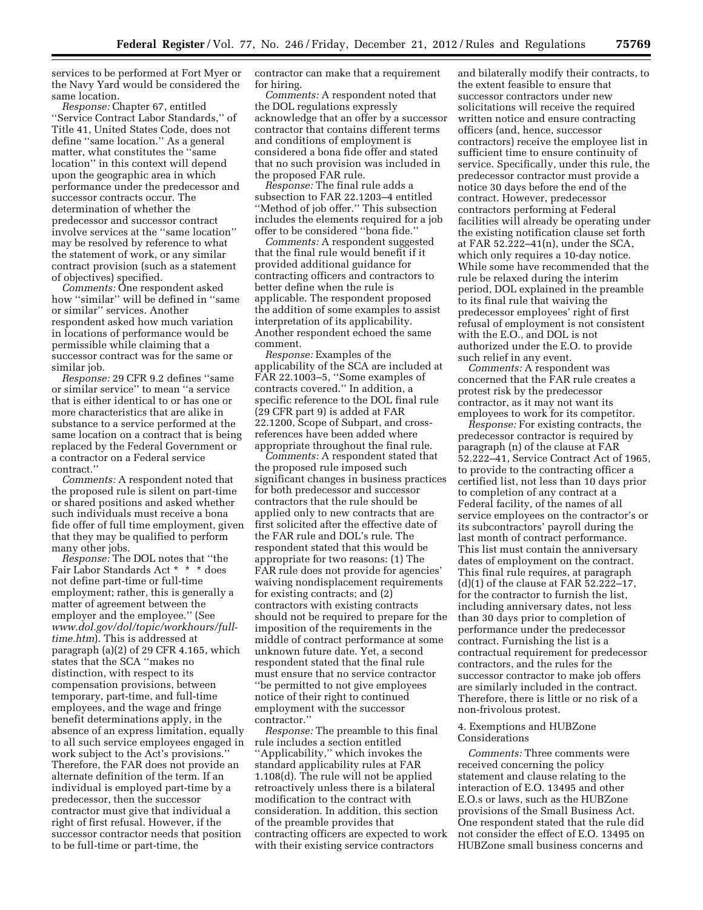services to be performed at Fort Myer or the Navy Yard would be considered the same location.

*Response:* Chapter 67, entitled ''Service Contract Labor Standards,'' of Title 41, United States Code, does not define ''same location.'' As a general matter, what constitutes the ''same location'' in this context will depend upon the geographic area in which performance under the predecessor and successor contracts occur. The determination of whether the predecessor and successor contract involve services at the ''same location'' may be resolved by reference to what the statement of work, or any similar contract provision (such as a statement of objectives) specified.

*Comments:* One respondent asked how ''similar'' will be defined in ''same or similar'' services. Another respondent asked how much variation in locations of performance would be permissible while claiming that a successor contract was for the same or similar job.

*Response:* 29 CFR 9.2 defines ''same or similar service'' to mean ''a service that is either identical to or has one or more characteristics that are alike in substance to a service performed at the same location on a contract that is being replaced by the Federal Government or a contractor on a Federal service contract.''

*Comments:* A respondent noted that the proposed rule is silent on part-time or shared positions and asked whether such individuals must receive a bona fide offer of full time employment, given that they may be qualified to perform many other jobs.

*Response:* The DOL notes that ''the Fair Labor Standards Act * * * does not define part-time or full-time employment; rather, this is generally a matter of agreement between the employer and the employee.'' (See *www.dol.gov/dol/topic/workhours/full-time.htm*). This is addressed at paragraph (a)(2) of 29 CFR 4.165, which states that the SCA ''makes no distinction, with respect to its compensation provisions, between temporary, part-time, and full-time employees, and the wage and fringe benefit determinations apply, in the absence of an express limitation, equally to all such service employees engaged in work subject to the Act's provisions.'' Therefore, the FAR does not provide an alternate definition of the term. If an individual is employed part-time by a predecessor, then the successor contractor must give that individual a right of first refusal. However, if the successor contractor needs that position to be full-time or part-time, the contractor can make that a requirement for hiring.

*Comments:* A respondent noted that the DOL regulations expressly acknowledge that an offer by a successor contractor that contains different terms and conditions of employment is considered a bona fide offer and stated that no such provision was included in the proposed FAR rule.

*Response:* The final rule adds a subsection to FAR 22.1203–4 entitled ''Method of job offer.'' This subsection includes the elements required for a job offer to be considered ''bona fide.''

*Comments:* A respondent suggested that the final rule would benefit if it provided additional guidance for contracting officers and contractors to better define when the rule is applicable. The respondent proposed the addition of some examples to assist interpretation of its applicability. Another respondent echoed the same comment.

*Response:* Examples of the applicability of the SCA are included at FAR 22.1003–5, ''Some examples of contracts covered.'' In addition, a specific reference to the DOL final rule (29 CFR part 9) is added at FAR 22.1200, Scope of Subpart, and cross-references have been added where appropriate throughout the final rule.

*Comments:* A respondent stated that the proposed rule imposed such significant changes in business practices for both predecessor and successor contractors that the rule should be applied only to new contracts that are first solicited after the effective date of the FAR rule and DOL's rule. The respondent stated that this would be appropriate for two reasons: (1) The FAR rule does not provide for agencies' waiving nondisplacement requirements for existing contracts; and (2) contractors with existing contracts should not be required to prepare for the imposition of the requirements in the middle of contract performance at some unknown future date. Yet, a second respondent stated that the final rule must ensure that no service contractor ''be permitted to not give employees notice of their right to continued employment with the successor contractor.''

*Response:* The preamble to this final rule includes a section entitled ''Applicability,'' which invokes the standard applicability rules at FAR 1.108(d). The rule will not be applied retroactively unless there is a bilateral modification to the contract with consideration. In addition, this section of the preamble provides that contracting officers are expected to work with their existing service contractors and bilaterally modify their contracts, to the extent feasible to ensure that successor contractors under new solicitations will receive the required written notice and ensure contracting officers (and, hence, successor contractors) receive the employee list in sufficient time to ensure continuity of service. Specifically, under this rule, the predecessor contractor must provide a notice 30 days before the end of the contract. However, predecessor contractors performing at Federal facilities will already be operating under the existing notification clause set forth at FAR 52.222–41(n), under the SCA, which only requires a 10-day notice. While some have recommended that the rule be relaxed during the interim period, DOL explained in the preamble to its final rule that waiving the predecessor employees' right of first refusal of employment is not consistent with the E.O., and DOL is not authorized under the E.O. to provide such relief in any event.

*Comments:* A respondent was concerned that the FAR rule creates a protest risk by the predecessor contractor, as it may not want its employees to work for its competitor.

*Response:* For existing contracts, the predecessor contractor is required by paragraph (n) of the clause at FAR 52.222–41, Service Contract Act of 1965, to provide to the contracting officer a certified list, not less than 10 days prior to completion of any contract at a Federal facility, of the names of all service employees on the contractor's or its subcontractors' payroll during the last month of contract performance. This list must contain the anniversary dates of employment on the contract. This final rule requires, at paragraph (d)(1) of the clause at FAR 52.222–17, for the contractor to furnish the list, including anniversary dates, not less than 30 days prior to completion of performance under the predecessor contract. Furnishing the list is a contractual requirement for predecessor contractors, and the rules for the successor contractor to make job offers are similarly included in the contract. Therefore, there is little or no risk of a non-frivolous protest.

4. Exemptions and HUBZone Considerations

*Comments:* Three comments were received concerning the policy statement and clause relating to the interaction of E.O. 13495 and other E.O.s or laws, such as the HUBZone provisions of the Small Business Act. One respondent stated that the rule did not consider the effect of E.O. 13495 on HUBZone small business concerns and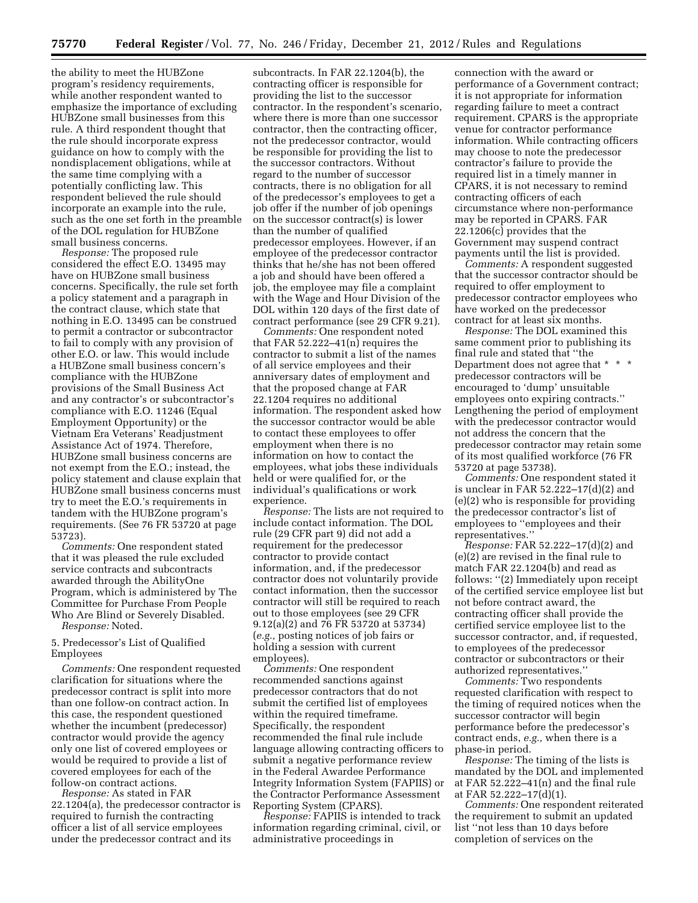the ability to meet the HUBZone program's residency requirements, while another respondent wanted to emphasize the importance of excluding HUBZone small businesses from this rule. A third respondent thought that the rule should incorporate express guidance on how to comply with the nondisplacement obligations, while at the same time complying with a potentially conflicting law. This respondent believed the rule should incorporate an example into the rule, such as the one set forth in the preamble of the DOL regulation for HUBZone small business concerns.

*Response:* The proposed rule considered the effect E.O. 13495 may have on HUBZone small business concerns. Specifically, the rule set forth a policy statement and a paragraph in the contract clause, which state that nothing in E.O. 13495 can be construed to permit a contractor or subcontractor to fail to comply with any provision of other E.O. or law. This would include a HUBZone small business concern's compliance with the HUBZone provisions of the Small Business Act and any contractor's or subcontractor's compliance with E.O. 11246 (Equal Employment Opportunity) or the Vietnam Era Veterans' Readjustment Assistance Act of 1974. Therefore, HUBZone small business concerns are not exempt from the E.O.; instead, the policy statement and clause explain that HUBZone small business concerns must try to meet the E.O.'s requirements in tandem with the HUBZone program's requirements. (See 76 FR 53720 at page 53723).

*Comments:* One respondent stated that it was pleased the rule excluded service contracts and subcontracts awarded through the AbilityOne Program, which is administered by The Committee for Purchase From People Who Are Blind or Severely Disabled.

*Response:* Noted.

5. Predecessor's List of Qualified Employees

*Comments:* One respondent requested clarification for situations where the predecessor contract is split into more than one follow-on contract action. In this case, the respondent questioned whether the incumbent (predecessor) contractor would provide the agency only one list of covered employees or would be required to provide a list of covered employees for each of the follow-on contract actions.

*Response:* As stated in FAR 22.1204(a), the predecessor contractor is required to furnish the contracting officer a list of all service employees under the predecessor contract and its subcontracts. In FAR 22.1204(b), the contracting officer is responsible for providing the list to the successor contractor. In the respondent's scenario, where there is more than one successor contractor, then the contracting officer, not the predecessor contractor, would be responsible for providing the list to the successor contractors. Without regard to the number of successor contracts, there is no obligation for all of the predecessor's employees to get a job offer if the number of job openings on the successor contract(s) is lower than the number of qualified predecessor employees. However, if an employee of the predecessor contractor thinks that he/she has not been offered a job and should have been offered a job, the employee may file a complaint with the Wage and Hour Division of the DOL within 120 days of the first date of contract performance (see 29 CFR 9.21).

*Comments:* One respondent noted that FAR 52.222–41(n) requires the contractor to submit a list of the names of all service employees and their anniversary dates of employment and that the proposed change at FAR 22.1204 requires no additional information. The respondent asked how the successor contractor would be able to contact these employees to offer employment when there is no information on how to contact the employees, what jobs these individuals held or were qualified for, or the individual's qualifications or work experience.

*Response:* The lists are not required to include contact information. The DOL rule (29 CFR part 9) did not add a requirement for the predecessor contractor to provide contact information, and, if the predecessor contractor does not voluntarily provide contact information, then the successor contractor will still be required to reach out to those employees (see 29 CFR 9.12(a)(2) and 76 FR 53720 at 53734) (*e.g.,* posting notices of job fairs or holding a session with current employees).

*Comments:* One respondent recommended sanctions against predecessor contractors that do not submit the certified list of employees within the required timeframe. Specifically, the respondent recommended the final rule include language allowing contracting officers to submit a negative performance review in the Federal Awardee Performance Integrity Information System (FAPIIS) or the Contractor Performance Assessment Reporting System (CPARS).

*Response:* FAPIIS is intended to track information regarding criminal, civil, or administrative proceedings in connection with the award or performance of a Government contract; it is not appropriate for information regarding failure to meet a contract requirement. CPARS is the appropriate venue for contractor performance information. While contracting officers may choose to note the predecessor contractor's failure to provide the required list in a timely manner in CPARS, it is not necessary to remind contracting officers of each circumstance where non-performance may be reported in CPARS. FAR 22.1206(c) provides that the Government may suspend contract payments until the list is provided.

*Comments:* A respondent suggested that the successor contractor should be required to offer employment to predecessor contractor employees who have worked on the predecessor contract for at least six months.

*Response:* The DOL examined this same comment prior to publishing its final rule and stated that ''the Department does not agree that * * * predecessor contractors will be encouraged to 'dump' unsuitable employees onto expiring contracts.'' Lengthening the period of employment with the predecessor contractor would not address the concern that the predecessor contractor may retain some of its most qualified workforce (76 FR 53720 at page 53738).

*Comments:* One respondent stated it is unclear in FAR 52.222–17(d)(2) and (e)(2) who is responsible for providing the predecessor contractor's list of employees to ''employees and their representatives.''

*Response:* FAR 52.222–17(d)(2) and (e)(2) are revised in the final rule to match FAR 22.1204(b) and read as follows: ''(2) Immediately upon receipt of the certified service employee list but not before contract award, the contracting officer shall provide the certified service employee list to the successor contractor, and, if requested, to employees of the predecessor contractor or subcontractors or their authorized representatives.''

*Comments:* Two respondents requested clarification with respect to the timing of required notices when the successor contractor will begin performance before the predecessor's contract ends, *e.g.,* when there is a phase-in period.

*Response:* The timing of the lists is mandated by the DOL and implemented at FAR 52.222–41(n) and the final rule at FAR 52.222–17(d)(1).

*Comments:* One respondent reiterated the requirement to submit an updated list ''not less than 10 days before completion of services on the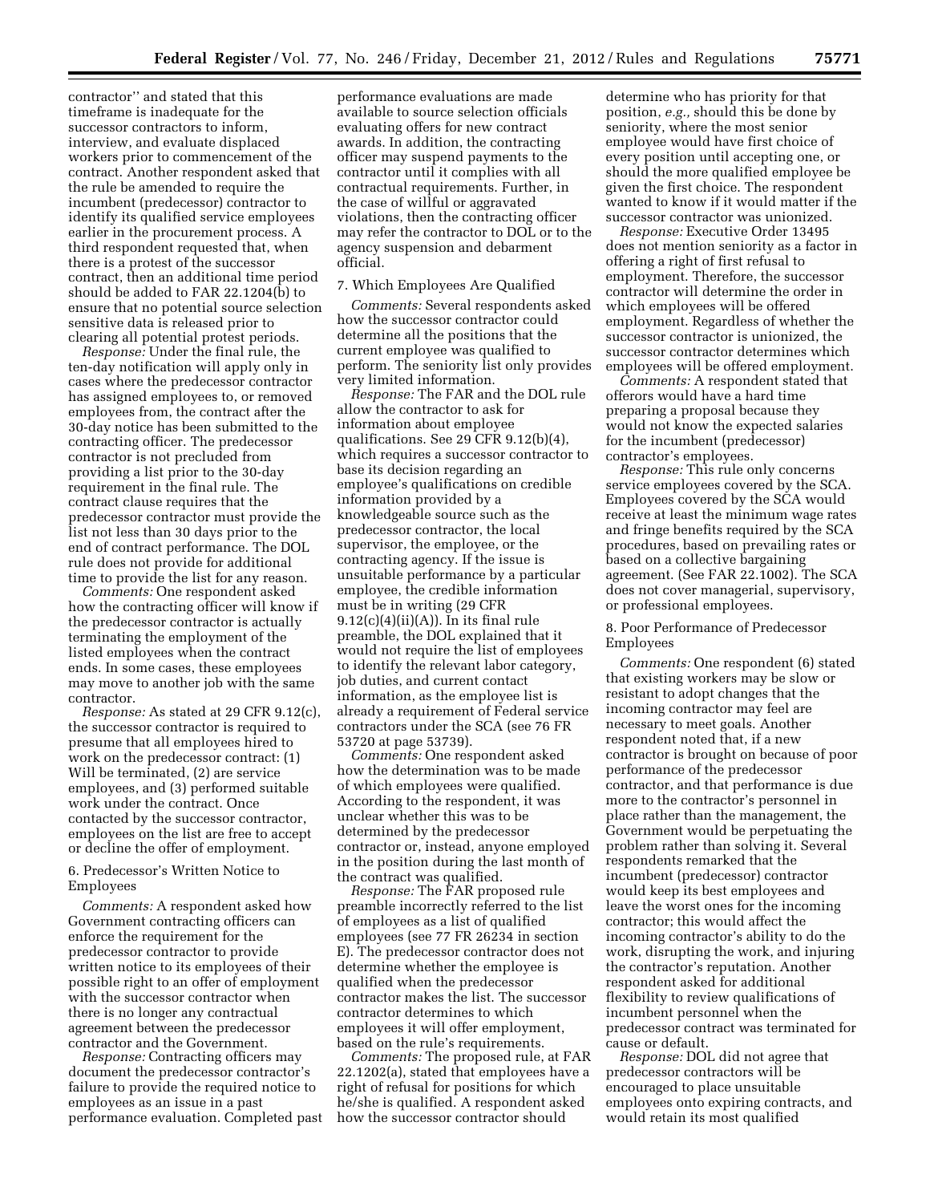contractor'' and stated that this timeframe is inadequate for the successor contractors to inform, interview, and evaluate displaced workers prior to commencement of the contract. Another respondent asked that the rule be amended to require the incumbent (predecessor) contractor to identify its qualified service employees earlier in the procurement process. A third respondent requested that, when there is a protest of the successor contract, then an additional time period should be added to FAR 22.1204(b) to ensure that no potential source selection sensitive data is released prior to clearing all potential protest periods.

*Response:* Under the final rule, the ten-day notification will apply only in cases where the predecessor contractor has assigned employees to, or removed employees from, the contract after the 30-day notice has been submitted to the contracting officer. The predecessor contractor is not precluded from providing a list prior to the 30-day requirement in the final rule. The contract clause requires that the predecessor contractor must provide the list not less than 30 days prior to the end of contract performance. The DOL rule does not provide for additional time to provide the list for any reason.

*Comments:* One respondent asked how the contracting officer will know if the predecessor contractor is actually terminating the employment of the listed employees when the contract ends. In some cases, these employees may move to another job with the same contractor.

*Response:* As stated at 29 CFR 9.12(c), the successor contractor is required to presume that all employees hired to work on the predecessor contract: (1) Will be terminated, (2) are service employees, and (3) performed suitable work under the contract. Once contacted by the successor contractor, employees on the list are free to accept or decline the offer of employment.

6. Predecessor's Written Notice to Employees

*Comments:* A respondent asked how Government contracting officers can enforce the requirement for the predecessor contractor to provide written notice to its employees of their possible right to an offer of employment with the successor contractor when there is no longer any contractual agreement between the predecessor contractor and the Government.

*Response:* Contracting officers may document the predecessor contractor's failure to provide the required notice to employees as an issue in a past performance evaluation. Completed past performance evaluations are made available to source selection officials evaluating offers for new contract awards. In addition, the contracting officer may suspend payments to the contractor until it complies with all contractual requirements. Further, in the case of willful or aggravated violations, then the contracting officer may refer the contractor to DOL or to the agency suspension and debarment official.

7. Which Employees Are Qualified

*Comments:* Several respondents asked how the successor contractor could determine all the positions that the current employee was qualified to perform. The seniority list only provides very limited information.

*Response:* The FAR and the DOL rule allow the contractor to ask for information about employee qualifications. See 29 CFR 9.12(b)(4), which requires a successor contractor to base its decision regarding an employee's qualifications on credible information provided by a knowledgeable source such as the predecessor contractor, the local supervisor, the employee, or the contracting agency. If the issue is unsuitable performance by a particular employee, the credible information must be in writing (29 CFR 9.12(c)(4)(ii)(A)). In its final rule preamble, the DOL explained that it would not require the list of employees to identify the relevant labor category, job duties, and current contact information, as the employee list is already a requirement of Federal service contractors under the SCA (see 76 FR 53720 at page 53739).

*Comments:* One respondent asked how the determination was to be made of which employees were qualified. According to the respondent, it was unclear whether this was to be determined by the predecessor contractor or, instead, anyone employed in the position during the last month of the contract was qualified.

*Response:* The FAR proposed rule preamble incorrectly referred to the list of employees as a list of qualified employees (see 77 FR 26234 in section E). The predecessor contractor does not determine whether the employee is qualified when the predecessor contractor makes the list. The successor contractor determines to which employees it will offer employment, based on the rule's requirements.

*Comments:* The proposed rule, at FAR 22.1202(a), stated that employees have a right of refusal for positions for which he/she is qualified. A respondent asked how the successor contractor should determine who has priority for that position, *e.g.,* should this be done by seniority, where the most senior employee would have first choice of every position until accepting one, or should the more qualified employee be given the first choice. The respondent wanted to know if it would matter if the successor contractor was unionized.

*Response:* Executive Order 13495 does not mention seniority as a factor in offering a right of first refusal to employment. Therefore, the successor contractor will determine the order in which employees will be offered employment. Regardless of whether the successor contractor is unionized, the successor contractor determines which employees will be offered employment.

*Comments:* A respondent stated that offerors would have a hard time preparing a proposal because they would not know the expected salaries for the incumbent (predecessor) contractor's employees.

*Response:* This rule only concerns service employees covered by the SCA. Employees covered by the SCA would receive at least the minimum wage rates and fringe benefits required by the SCA procedures, based on prevailing rates or based on a collective bargaining agreement. (See FAR 22.1002). The SCA does not cover managerial, supervisory, or professional employees.

8. Poor Performance of Predecessor Employees

*Comments:* One respondent (6) stated that existing workers may be slow or resistant to adopt changes that the incoming contractor may feel are necessary to meet goals. Another respondent noted that, if a new contractor is brought on because of poor performance of the predecessor contractor, and that performance is due more to the contractor's personnel in place rather than the management, the Government would be perpetuating the problem rather than solving it. Several respondents remarked that the incumbent (predecessor) contractor would keep its best employees and leave the worst ones for the incoming contractor; this would affect the incoming contractor's ability to do the work, disrupting the work, and injuring the contractor's reputation. Another respondent asked for additional flexibility to review qualifications of incumbent personnel when the predecessor contract was terminated for cause or default.

*Response:* DOL did not agree that predecessor contractors will be encouraged to place unsuitable employees onto expiring contracts, and would retain its most qualified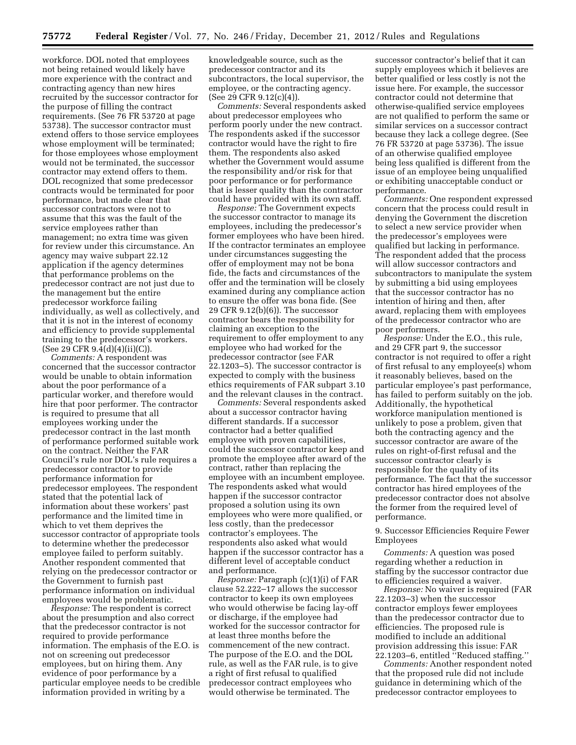workforce. DOL noted that employees not being retained would likely have more experience with the contract and contracting agency than new hires recruited by the successor contractor for the purpose of filling the contract requirements. (See 76 FR 53720 at page 53738). The successor contractor must extend offers to those service employees whose employment will be terminated; for those employees whose employment would not be terminated, the successor contractor may extend offers to them. DOL recognized that some predecessor contracts would be terminated for poor performance, but made clear that successor contractors were not to assume that this was the fault of the service employees rather than management; no extra time was given for review under this circumstance. An agency may waive subpart 22.12 application if the agency determines that performance problems on the predecessor contract are not just due to the management but the entire predecessor workforce failing individually, as well as collectively, and that it is not in the interest of economy and efficiency to provide supplemental training to the predecessor's workers. (See 29 CFR 9.4(d)(4)(ii)(C)).

*Comments:* A respondent was concerned that the successor contractor would be unable to obtain information about the poor performance of a particular worker, and therefore would hire that poor performer. The contractor is required to presume that all employees working under the predecessor contract in the last month of performance performed suitable work on the contract. Neither the FAR Council's rule nor DOL's rule requires a predecessor contractor to provide performance information for predecessor employees. The respondent stated that the potential lack of information about these workers' past performance and the limited time in which to vet them deprives the successor contractor of appropriate tools to determine whether the predecessor employee failed to perform suitably. Another respondent commented that relying on the predecessor contractor or the Government to furnish past performance information on individual employees would be problematic.

*Response:* The respondent is correct about the presumption and also correct that the predecessor contractor is not required to provide performance information. The emphasis of the E.O. is not on screening out predecessor employees, but on hiring them. Any evidence of poor performance by a particular employee needs to be credible information provided in writing by a knowledgeable source, such as the predecessor contractor and its subcontractors, the local supervisor, the employee, or the contracting agency. (See 29 CFR 9.12(c)(4)).

*Comments:* Several respondents asked about predecessor employees who perform poorly under the new contract. The respondents asked if the successor contractor would have the right to fire them. The respondents also asked whether the Government would assume the responsibility and/or risk for that poor performance or for performance that is lesser quality than the contractor could have provided with its own staff.

*Response:* The Government expects the successor contractor to manage its employees, including the predecessor's former employees who have been hired. If the contractor terminates an employee under circumstances suggesting the offer of employment may not be bona fide, the facts and circumstances of the offer and the termination will be closely examined during any compliance action to ensure the offer was bona fide. (See 29 CFR 9.12(b)(6)). The successor contractor bears the responsibility for claiming an exception to the requirement to offer employment to any employee who had worked for the predecessor contractor (see FAR 22.1203–5). The successor contractor is expected to comply with the business ethics requirements of FAR subpart 3.10 and the relevant clauses in the contract.

*Comments:* Several respondents asked about a successor contractor having different standards. If a successor contractor had a better qualified employee with proven capabilities, could the successor contractor keep and promote the employee after award of the contract, rather than replacing the employee with an incumbent employee. The respondents asked what would happen if the successor contractor proposed a solution using its own employees who were more qualified, or less costly, than the predecessor contractor's employees. The respondents also asked what would happen if the successor contractor has a different level of acceptable conduct and performance.

*Response:* Paragraph (c)(1)(i) of FAR clause 52.222–17 allows the successor contractor to keep its own employees who would otherwise be facing lay-off or discharge, if the employee had worked for the successor contractor for at least three months before the commencement of the new contract. The purpose of the E.O. and the DOL rule, as well as the FAR rule, is to give a right of first refusal to qualified predecessor contract employees who would otherwise be terminated. The successor contractor's belief that it can supply employees which it believes are better qualified or less costly is not the issue here. For example, the successor contractor could not determine that otherwise-qualified service employees are not qualified to perform the same or similar services on a successor contract because they lack a college degree. (See 76 FR 53720 at page 53736). The issue of an otherwise qualified employee being less qualified is different from the issue of an employee being unqualified or exhibiting unacceptable conduct or performance.

*Comments:* One respondent expressed concern that the process could result in denying the Government the discretion to select a new service provider when the predecessor's employees were qualified but lacking in performance. The respondent added that the process will allow successor contractors and subcontractors to manipulate the system by submitting a bid using employees that the successor contractor has no intention of hiring and then, after award, replacing them with employees of the predecessor contractor who are poor performers.

*Response:* Under the E.O., this rule, and 29 CFR part 9, the successor contractor is not required to offer a right of first refusal to any employee(s) whom it reasonably believes, based on the particular employee's past performance, has failed to perform suitably on the job. Additionally, the hypothetical workforce manipulation mentioned is unlikely to pose a problem, given that both the contracting agency and the successor contractor are aware of the rules on right-of-first refusal and the successor contractor clearly is responsible for the quality of its performance. The fact that the successor contractor has hired employees of the predecessor contractor does not absolve the former from the required level of performance.

9. Successor Efficiencies Require Fewer Employees

*Comments:* A question was posed regarding whether a reduction in staffing by the successor contractor due to efficiencies required a waiver.

*Response:* No waiver is required (FAR 22.1203–3) when the successor contractor employs fewer employees than the predecessor contractor due to efficiencies. The proposed rule is modified to include an additional provision addressing this issue: FAR 22.1203–6, entitled ''Reduced staffing.''

*Comments:* Another respondent noted that the proposed rule did not include guidance in determining which of the predecessor contractor employees to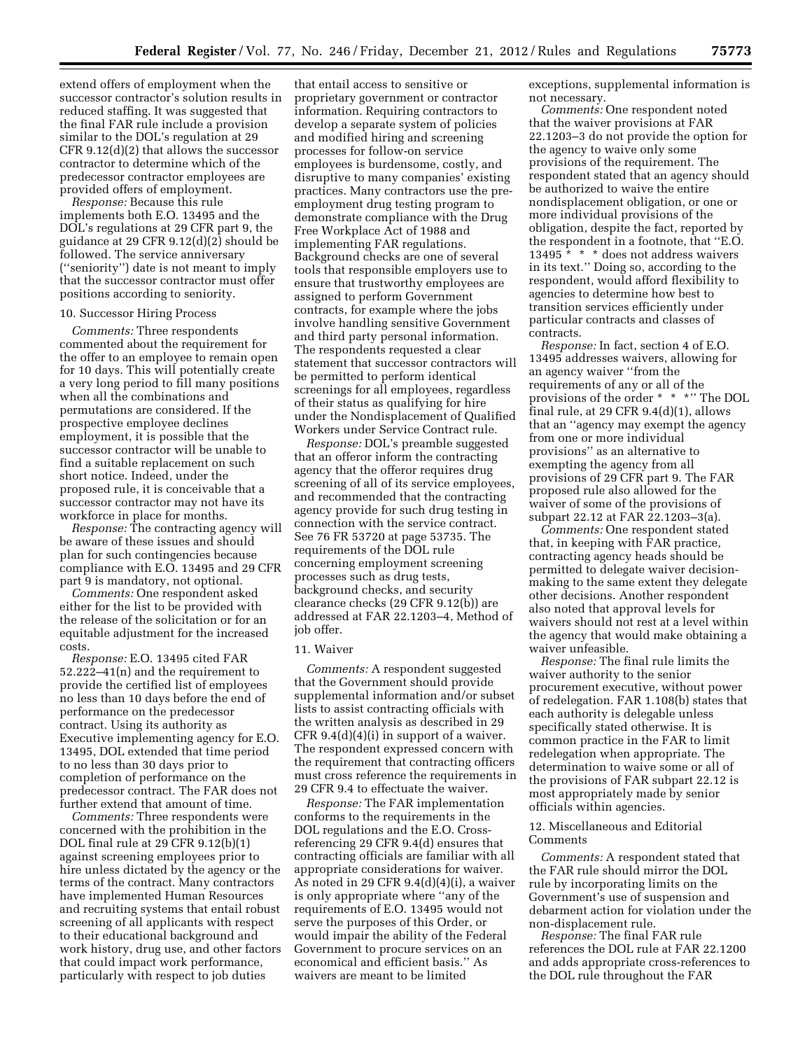extend offers of employment when the successor contractor's solution results in reduced staffing. It was suggested that the final FAR rule include a provision similar to the DOL's regulation at 29 CFR 9.12(d)(2) that allows the successor contractor to determine which of the predecessor contractor employees are provided offers of employment.

*Response:* Because this rule implements both E.O. 13495 and the DOL's regulations at 29 CFR part 9, the guidance at 29 CFR 9.12(d)(2) should be followed. The service anniversary (''seniority'') date is not meant to imply that the successor contractor must offer positions according to seniority.

10. Successor Hiring Process

*Comments:* Three respondents commented about the requirement for the offer to an employee to remain open for 10 days. This will potentially create a very long period to fill many positions when all the combinations and permutations are considered. If the prospective employee declines employment, it is possible that the successor contractor will be unable to find a suitable replacement on such short notice. Indeed, under the proposed rule, it is conceivable that a successor contractor may not have its workforce in place for months.

*Response:* The contracting agency will be aware of these issues and should plan for such contingencies because compliance with E.O. 13495 and 29 CFR part 9 is mandatory, not optional.

*Comments:* One respondent asked either for the list to be provided with the release of the solicitation or for an equitable adjustment for the increased costs.

*Response:* E.O. 13495 cited FAR 52.222–41(n) and the requirement to provide the certified list of employees no less than 10 days before the end of performance on the predecessor contract. Using its authority as Executive implementing agency for E.O. 13495, DOL extended that time period to no less than 30 days prior to completion of performance on the predecessor contract. The FAR does not further extend that amount of time.

*Comments:* Three respondents were concerned with the prohibition in the DOL final rule at 29 CFR 9.12(b)(1) against screening employees prior to hire unless dictated by the agency or the terms of the contract. Many contractors have implemented Human Resources and recruiting systems that entail robust screening of all applicants with respect to their educational background and work history, drug use, and other factors that could impact work performance, particularly with respect to job duties that entail access to sensitive or proprietary government or contractor information. Requiring contractors to develop a separate system of policies and modified hiring and screening processes for follow-on service employees is burdensome, costly, and disruptive to many companies' existing practices. Many contractors use the pre-employment drug testing program to demonstrate compliance with the Drug Free Workplace Act of 1988 and implementing FAR regulations. Background checks are one of several tools that responsible employers use to ensure that trustworthy employees are assigned to perform Government contracts, for example where the jobs involve handling sensitive Government and third party personal information. The respondents requested a clear statement that successor contractors will be permitted to perform identical screenings for all employees, regardless of their status as qualifying for hire under the Nondisplacement of Qualified Workers under Service Contract rule.

*Response:* DOL's preamble suggested that an offeror inform the contracting agency that the offeror requires drug screening of all of its service employees, and recommended that the contracting agency provide for such drug testing in connection with the service contract. See 76 FR 53720 at page 53735. The requirements of the DOL rule concerning employment screening processes such as drug tests, background checks, and security clearance checks (29 CFR 9.12(b)) are addressed at FAR 22.1203–4, Method of job offer.

11. Waiver

*Comments:* A respondent suggested that the Government should provide supplemental information and/or subset lists to assist contracting officials with the written analysis as described in 29 CFR 9.4(d)(4)(i) in support of a waiver. The respondent expressed concern with the requirement that contracting officers must cross reference the requirements in 29 CFR 9.4 to effectuate the waiver.

*Response:* The FAR implementation conforms to the requirements in the DOL regulations and the E.O. Cross-referencing 29 CFR 9.4(d) ensures that contracting officials are familiar with all appropriate considerations for waiver. As noted in 29 CFR 9.4(d)(4)(i), a waiver is only appropriate where ''any of the requirements of E.O. 13495 would not serve the purposes of this Order, or would impair the ability of the Federal Government to procure services on an economical and efficient basis.'' As waivers are meant to be limited exceptions, supplemental information is not necessary.

*Comments:* One respondent noted that the waiver provisions at FAR 22.1203–3 do not provide the option for the agency to waive only some provisions of the requirement. The respondent stated that an agency should be authorized to waive the entire nondisplacement obligation, or one or more individual provisions of the obligation, despite the fact, reported by the respondent in a footnote, that ''E.O. 13495 * * * does not address waivers in its text.'' Doing so, according to the respondent, would afford flexibility to agencies to determine how best to transition services efficiently under particular contracts and classes of contracts.

*Response:* In fact, section 4 of E.O. 13495 addresses waivers, allowing for an agency waiver ''from the requirements of any or all of the provisions of the order * * *'' The DOL final rule, at 29 CFR 9.4(d)(1), allows that an ''agency may exempt the agency from one or more individual provisions'' as an alternative to exempting the agency from all provisions of 29 CFR part 9. The FAR proposed rule also allowed for the waiver of some of the provisions of subpart 22.12 at FAR 22.1203–3(a).

*Comments:* One respondent stated that, in keeping with FAR practice, contracting agency heads should be permitted to delegate waiver decision-making to the same extent they delegate other decisions. Another respondent also noted that approval levels for waivers should not rest at a level within the agency that would make obtaining a waiver unfeasible.

*Response:* The final rule limits the waiver authority to the senior procurement executive, without power of redelegation. FAR 1.108(b) states that each authority is delegable unless specifically stated otherwise. It is common practice in the FAR to limit redelegation when appropriate. The determination to waive some or all of the provisions of FAR subpart 22.12 is most appropriately made by senior officials within agencies.

12. Miscellaneous and Editorial Comments

*Comments:* A respondent stated that the FAR rule should mirror the DOL rule by incorporating limits on the Government's use of suspension and debarment action for violation under the non-displacement rule.

*Response:* The final FAR rule references the DOL rule at FAR 22.1200 and adds appropriate cross-references to the DOL rule throughout the FAR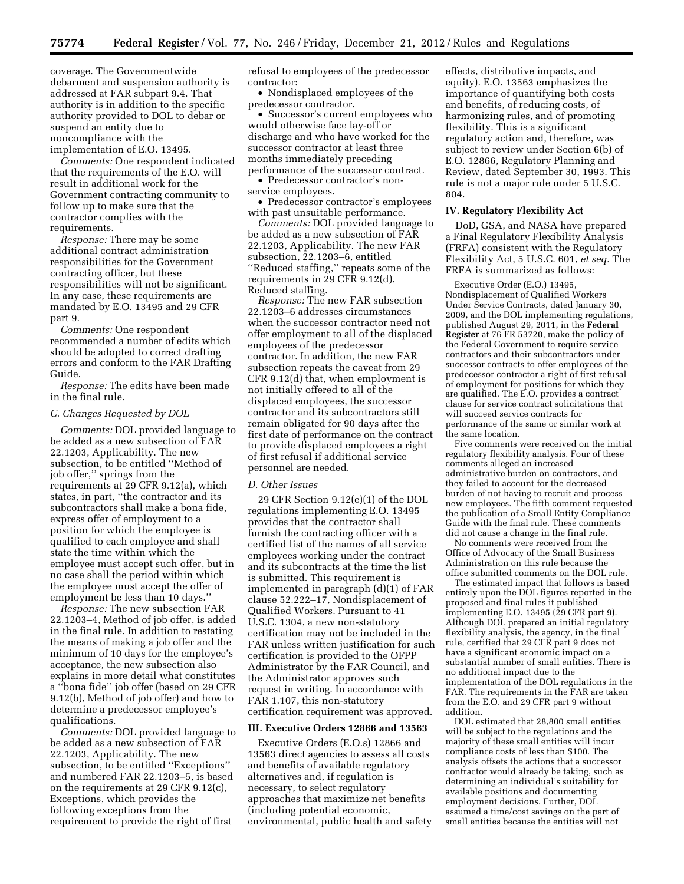coverage. The Governmentwide debarment and suspension authority is addressed at FAR subpart 9.4. That authority is in addition to the specific authority provided to DOL to debar or suspend an entity due to noncompliance with the implementation of E.O. 13495.

*Comments:* One respondent indicated that the requirements of the E.O. will result in additional work for the Government contracting community to follow up to make sure that the contractor complies with the requirements.

*Response:* There may be some additional contract administration responsibilities for the Government contracting officer, but these responsibilities will not be significant. In any case, these requirements are mandated by E.O. 13495 and 29 CFR part 9.

*Comments:* One respondent recommended a number of edits which should be adopted to correct drafting errors and conform to the FAR Drafting Guide.

*Response:* The edits have been made in the final rule.

### *C. Changes Requested by DOL*

*Comments:* DOL provided language to be added as a new subsection of FAR 22.1203, Applicability. The new subsection, to be entitled ''Method of job offer,'' springs from the requirements at 29 CFR 9.12(a), which states, in part, ''the contractor and its subcontractors shall make a bona fide, express offer of employment to a position for which the employee is qualified to each employee and shall state the time within which the employee must accept such offer, but in no case shall the period within which the employee must accept the offer of employment be less than 10 days.''

*Response:* The new subsection FAR 22.1203–4, Method of job offer, is added in the final rule. In addition to restating the means of making a job offer and the minimum of 10 days for the employee's acceptance, the new subsection also explains in more detail what constitutes a ''bona fide'' job offer (based on 29 CFR 9.12(b), Method of job offer) and how to determine a predecessor employee's qualifications.

*Comments:* DOL provided language to be added as a new subsection of FAR 22.1203, Applicability. The new subsection, to be entitled ''Exceptions'' and numbered FAR 22.1203–5, is based on the requirements at 29 CFR 9.12(c), Exceptions, which provides the following exceptions from the requirement to provide the right of first refusal to employees of the predecessor contractor:

- Nondisplaced employees of the predecessor contractor.
- Successor's current employees who would otherwise face lay-off or discharge and who have worked for the successor contractor at least three months immediately preceding performance of the successor contract.
- Predecessor contractor's non-service employees.
- Predecessor contractor's employees with past unsuitable performance.

*Comments:* DOL provided language to be added as a new subsection of FAR 22.1203, Applicability. The new FAR subsection, 22.1203–6, entitled ''Reduced staffing,'' repeats some of the requirements in 29 CFR 9.12(d), Reduced staffing.

*Response:* The new FAR subsection 22.1203–6 addresses circumstances when the successor contractor need not offer employment to all of the displaced employees of the predecessor contractor. In addition, the new FAR subsection repeats the caveat from 29 CFR 9.12(d) that, when employment is not initially offered to all of the displaced employees, the successor contractor and its subcontractors still remain obligated for 90 days after the first date of performance on the contract to provide displaced employees a right of first refusal if additional service personnel are needed.

### *D. Other Issues*

29 CFR Section 9.12(e)(1) of the DOL regulations implementing E.O. 13495 provides that the contractor shall furnish the contracting officer with a certified list of the names of all service employees working under the contract and its subcontracts at the time the list is submitted. This requirement is implemented in paragraph (d)(1) of FAR clause 52.222–17, Nondisplacement of Qualified Workers. Pursuant to 41 U.S.C. 1304, a new non-statutory certification may not be included in the FAR unless written justification for such certification is provided to the OFPP Administrator by the FAR Council, and the Administrator approves such request in writing. In accordance with FAR 1.107, this non-statutory certification requirement was approved.

## III. Executive Orders 12866 and 13563

Executive Orders (E.O.s) 12866 and 13563 direct agencies to assess all costs and benefits of available regulatory alternatives and, if regulation is necessary, to select regulatory approaches that maximize net benefits (including potential economic, environmental, public health and safety effects, distributive impacts, and equity). E.O. 13563 emphasizes the importance of quantifying both costs and benefits, of reducing costs, of harmonizing rules, and of promoting flexibility. This is a significant regulatory action and, therefore, was subject to review under Section 6(b) of E.O. 12866, Regulatory Planning and Review, dated September 30, 1993. This rule is not a major rule under 5 U.S.C. 804.

## IV. Regulatory Flexibility Act

DoD, GSA, and NASA have prepared a Final Regulatory Flexibility Analysis (FRFA) consistent with the Regulatory Flexibility Act, 5 U.S.C. 601, *et seq.* The FRFA is summarized as follows:

Executive Order (E.O.) 13495, Nondisplacement of Qualified Workers Under Service Contracts, dated January 30, 2009, and the DOL implementing regulations, published August 29, 2011, in the **Federal Register** at 76 FR 53720, make the policy of the Federal Government to require service contractors and their subcontractors under successor contracts to offer employees of the predecessor contractor a right of first refusal of employment for positions for which they are qualified. The E.O. provides a contract clause for service contract solicitations that will succeed service contracts for performance of the same or similar work at the same location.

Five comments were received on the initial regulatory flexibility analysis. Four of these comments alleged an increased administrative burden on contractors, and they failed to account for the decreased burden of not having to recruit and process new employees. The fifth comment requested the publication of a Small Entity Compliance Guide with the final rule. These comments did not cause a change in the final rule.

No comments were received from the Office of Advocacy of the Small Business Administration on this rule because the office submitted comments on the DOL rule.

The estimated impact that follows is based entirely upon the DOL figures reported in the proposed and final rules it published implementing E.O. 13495 (29 CFR part 9). Although DOL prepared an initial regulatory flexibility analysis, the agency, in the final rule, certified that 29 CFR part 9 does not have a significant economic impact on a substantial number of small entities. There is no additional impact due to the implementation of the DOL regulations in the FAR. The requirements in the FAR are taken from the E.O. and 29 CFR part 9 without addition.

DOL estimated that 28,800 small entities will be subject to the regulations and the majority of these small entities will incur compliance costs of less than $100. The analysis offsets the actions that a successor contractor would already be taking, such as determining an individual's suitability for available positions and documenting employment decisions. Further, DOL assumed a time/cost savings on the part of small entities because the entities will not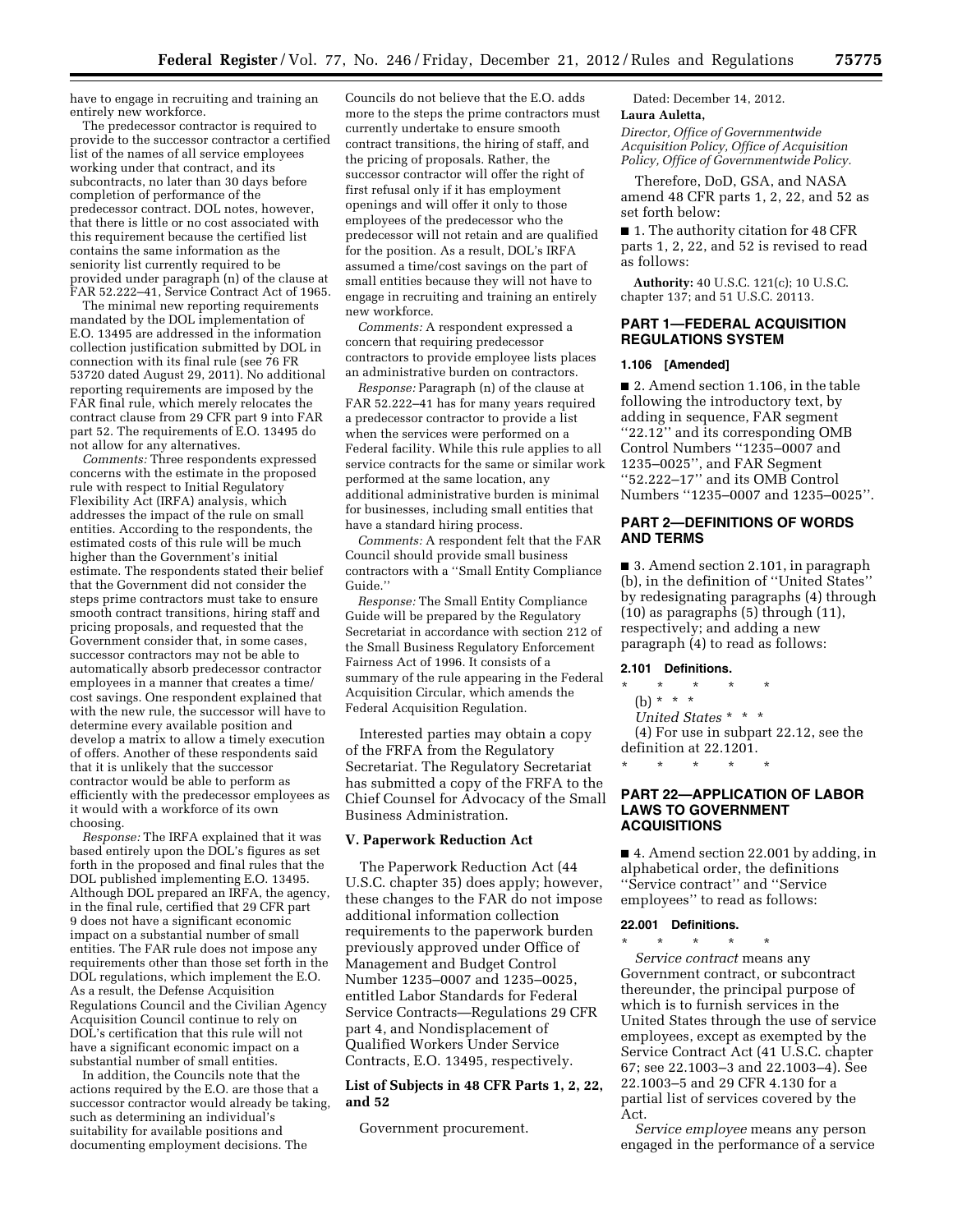have to engage in recruiting and training an entirely new workforce.

The predecessor contractor is required to provide to the successor contractor a certified list of the names of all service employees working under that contract, and its subcontracts, no later than 30 days before completion of performance of the predecessor contract. DOL notes, however, that there is little or no cost associated with this requirement because the certified list contains the same information as the seniority list currently required to be provided under paragraph (n) of the clause at FAR 52.222–41, Service Contract Act of 1965.

The minimal new reporting requirements mandated by the DOL implementation of E.O. 13495 are addressed in the information collection justification submitted by DOL in connection with its final rule (see 76 FR 53720 dated August 29, 2011). No additional reporting requirements are imposed by the FAR final rule, which merely relocates the contract clause from 29 CFR part 9 into FAR part 52. The requirements of E.O. 13495 do not allow for any alternatives.

*Comments:* Three respondents expressed concerns with the estimate in the proposed rule with respect to Initial Regulatory Flexibility Act (IRFA) analysis, which addresses the impact of the rule on small entities. According to the respondents, the estimated costs of this rule will be much higher than the Government's initial estimate. The respondents stated their belief that the Government did not consider the steps prime contractors must take to ensure smooth contract transitions, hiring staff and pricing proposals, and requested that the Government consider that, in some cases, successor contractors may not be able to automatically absorb predecessor contractor employees in a manner that creates a time/cost savings. One respondent explained that with the new rule, the successor will have to determine every available position and develop a matrix to allow a timely execution of offers. Another of these respondents said that it is unlikely that the successor contractor would be able to perform as efficiently with the predecessor employees as it would with a workforce of its own choosing.

*Response:* The IRFA explained that it was based entirely upon the DOL's figures as set forth in the proposed and final rules that the DOL published implementing E.O. 13495. Although DOL prepared an IRFA, the agency, in the final rule, certified that 29 CFR part 9 does not have a significant economic impact on a substantial number of small entities. The FAR rule does not impose any requirements other than those set forth in the DOL regulations, which implement the E.O. As a result, the Defense Acquisition Regulations Council and the Civilian Agency Acquisition Council continue to rely on DOL's certification that this rule will not have a significant economic impact on a substantial number of small entities.

In addition, the Councils note that the actions required by the E.O. are those that a successor contractor would already be taking, such as determining an individual's suitability for available positions and documenting employment decisions. The Councils do not believe that the E.O. adds more to the steps the prime contractors must currently undertake to ensure smooth contract transitions, the hiring of staff, and the pricing of proposals. Rather, the successor contractor will offer the right of first refusal only if it has employment openings and will offer it only to those employees of the predecessor who the predecessor will not retain and are qualified for the position. As a result, DOL's IRFA assumed a time/cost savings on the part of small entities because they will not have to engage in recruiting and training an entirely new workforce.

*Comments:* A respondent expressed a concern that requiring predecessor contractors to provide employee lists places an administrative burden on contractors.

*Response:* Paragraph (n) of the clause at FAR 52.222–41 has for many years required a predecessor contractor to provide a list when the services were performed on a Federal facility. While this rule applies to all service contracts for the same or similar work performed at the same location, any additional administrative burden is minimal for businesses, including small entities that have a standard hiring process.

*Comments:* A respondent felt that the FAR Council should provide small business contractors with a "Small Entity Compliance Guide."

*Response:* The Small Entity Compliance Guide will be prepared by the Regulatory Secretariat in accordance with section 212 of the Small Business Regulatory Enforcement Fairness Act of 1996. It consists of a summary of the rule appearing in the Federal Acquisition Circular, which amends the Federal Acquisition Regulation.

Interested parties may obtain a copy of the FRFA from the Regulatory Secretariat. The Regulatory Secretariat has submitted a copy of the FRFA to the Chief Counsel for Advocacy of the Small Business Administration.

## V. Paperwork Reduction Act

The Paperwork Reduction Act (44 U.S.C. chapter 35) does apply; however, these changes to the FAR do not impose additional information collection requirements to the paperwork burden previously approved under Office of Management and Budget Control Number 1235–0007 and 1235–0025, entitled Labor Standards for Federal Service Contracts—Regulations 29 CFR part 4, and Nondisplacement of Qualified Workers Under Service Contracts, E.O. 13495, respectively.

### List of Subjects in 48 CFR Parts 1, 2, 22, and 52

Government procurement.

Dated: December 14, 2012.

**Laura Auletta,**

*Director, Office of Governmentwide Acquisition Policy, Office of Acquisition Policy, Office of Governmentwide Policy.*

Therefore, DoD, GSA, and NASA amend 48 CFR parts 1, 2, 22, and 52 as set forth below:

■ 1. The authority citation for 48 CFR parts 1, 2, 22, and 52 is revised to read as follows:

**Authority:** 40 U.S.C. 121(c); 10 U.S.C. chapter 137; and 51 U.S.C. 20113.

## PART 1—FEDERAL ACQUISITION REGULATIONS SYSTEM

### 1.106 [Amended]

■ 2. Amend section 1.106, in the table following the introductory text, by adding in sequence, FAR segment "22.12" and its corresponding OMB Control Numbers "1235–0007 and 1235–0025", and FAR Segment "52.222–17" and its OMB Control Numbers "1235–0007 and 1235–0025".

## PART 2—DEFINITIONS OF WORDS AND TERMS

■ 3. Amend section 2.101, in paragraph (b), in the definition of "United States" by redesignating paragraphs (4) through (10) as paragraphs (5) through (11), respectively; and adding a new paragraph (4) to read as follows:

### 2.101 Definitions.

\* \* \* \* \*

(b) \* \* \*

*United States* \* \* \*

(4) For use in subpart 22.12, see the definition at 22.1201.

\* \* \* \* \*

## PART 22—APPLICATION OF LABOR LAWS TO GOVERNMENT ACQUISITIONS

■ 4. Amend section 22.001 by adding, in alphabetical order, the definitions "Service contract" and "Service employees" to read as follows:

### 22.001 Definitions.

\* \* \* \* \*

*Service contract* means any Government contract, or subcontract thereunder, the principal purpose of which is to furnish services in the United States through the use of service employees, except as exempted by the Service Contract Act (41 U.S.C. chapter 67; see 22.1003–3 and 22.1003–4). See 22.1003–5 and 29 CFR 4.130 for a partial list of services covered by the Act.

*Service employee* means any person engaged in the performance of a service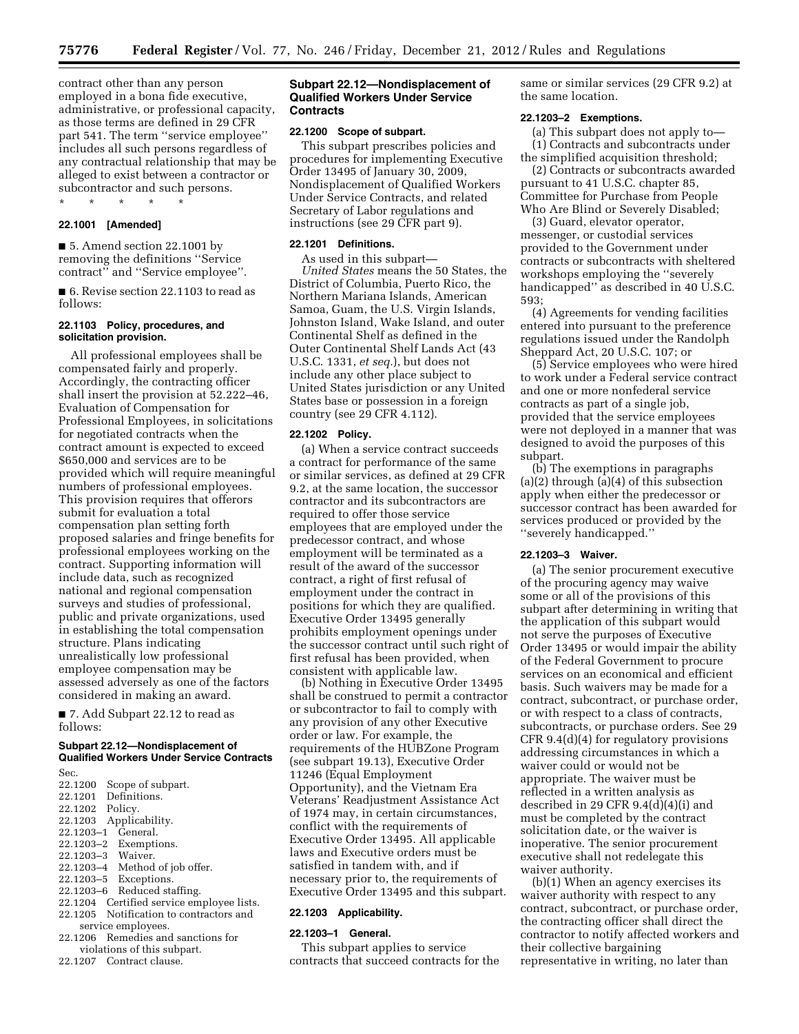contract other than any person employed in a bona fide executive, administrative, or professional capacity, as those terms are defined in 29 CFR part 541. The term ''service employee'' includes all such persons regardless of any contractual relationship that may be alleged to exist between a contractor or subcontractor and such persons.

\* \* \* \* \*

**22.1001 [Amended]**

■ 5. Amend section 22.1001 by removing the definitions ''Service contract'' and ''Service employee''.

■ 6. Revise section 22.1103 to read as follows:

**22.1103 Policy, procedures, and solicitation provision.**

All professional employees shall be compensated fairly and properly. Accordingly, the contracting officer shall insert the provision at 52.222–46, Evaluation of Compensation for Professional Employees, in solicitations for negotiated contracts when the contract amount is expected to exceed $650,000 and services are to be provided which will require meaningful numbers of professional employees. This provision requires that offerors submit for evaluation a total compensation plan setting forth proposed salaries and fringe benefits for professional employees working on the contract. Supporting information will include data, such as recognized national and regional compensation surveys and studies of professional, public and private organizations, used in establishing the total compensation structure. Plans indicating unrealistically low professional employee compensation may be assessed adversely as one of the factors considered in making an award.

■ 7. Add Subpart 22.12 to read as follows:

**Subpart 22.12—Nondisplacement of Qualified Workers Under Service Contracts**

Sec.
22.1200 Scope of subpart.
22.1201 Definitions.
22.1202 Policy.
22.1203 Applicability.
22.1203–1 General.
22.1203–2 Exemptions.
22.1203–3 Waiver.
22.1203–4 Method of job offer.
22.1203–5 Exceptions.
22.1203–6 Reduced staffing.
22.1204 Certified service employee lists.
22.1205 Notification to contractors and service employees.
22.1206 Remedies and sanctions for violations of this subpart.
22.1207 Contract clause.

## Subpart 22.12—Nondisplacement of Qualified Workers Under Service Contracts

**22.1200 Scope of subpart.**

This subpart prescribes policies and procedures for implementing Executive Order 13495 of January 30, 2009, Nondisplacement of Qualified Workers Under Service Contracts, and related Secretary of Labor regulations and instructions (see 29 CFR part 9).

**22.1201 Definitions.**

As used in this subpart—

*United States* means the 50 States, the District of Columbia, Puerto Rico, the Northern Mariana Islands, American Samoa, Guam, the U.S. Virgin Islands, Johnston Island, Wake Island, and outer Continental Shelf as defined in the Outer Continental Shelf Lands Act (43 U.S.C. 1331, *et seq.*), but does not include any other place subject to United States jurisdiction or any United States base or possession in a foreign country (see 29 CFR 4.112).

**22.1202 Policy.**

(a) When a service contract succeeds a contract for performance of the same or similar services, as defined at 29 CFR 9.2, at the same location, the successor contractor and its subcontractors are required to offer those service employees that are employed under the predecessor contract, and whose employment will be terminated as a result of the award of the successor contract, a right of first refusal of employment under the contract in positions for which they are qualified. Executive Order 13495 generally prohibits employment openings under the successor contract until such right of first refusal has been provided, when consistent with applicable law.

(b) Nothing in Executive Order 13495 shall be construed to permit a contractor or subcontractor to fail to comply with any provision of any other Executive order or law. For example, the requirements of the HUBZone Program (see subpart 19.13), Executive Order 11246 (Equal Employment Opportunity), and the Vietnam Era Veterans' Readjustment Assistance Act of 1974 may, in certain circumstances, conflict with the requirements of Executive Order 13495. All applicable laws and Executive orders must be satisfied in tandem with, and if necessary prior to, the requirements of Executive Order 13495 and this subpart.

**22.1203 Applicability.**

**22.1203–1 General.**

This subpart applies to service contracts that succeed contracts for the same or similar services (29 CFR 9.2) at the same location.

**22.1203–2 Exemptions.**

(a) This subpart does not apply to—

(1) Contracts and subcontracts under the simplified acquisition threshold;

(2) Contracts or subcontracts awarded pursuant to 41 U.S.C. chapter 85, Committee for Purchase from People Who Are Blind or Severely Disabled;

(3) Guard, elevator operator, messenger, or custodial services provided to the Government under contracts or subcontracts with sheltered workshops employing the ''severely handicapped'' as described in 40 U.S.C. 593;

(4) Agreements for vending facilities entered into pursuant to the preference regulations issued under the Randolph Sheppard Act, 20 U.S.C. 107; or

(5) Service employees who were hired to work under a Federal service contract and one or more nonfederal service contracts as part of a single job, provided that the service employees were not deployed in a manner that was designed to avoid the purposes of this subpart.

(b) The exemptions in paragraphs (a)(2) through (a)(4) of this subsection apply when either the predecessor or successor contract has been awarded for services produced or provided by the ''severely handicapped.''

**22.1203–3 Waiver.**

(a) The senior procurement executive of the procuring agency may waive some or all of the provisions of this subpart after determining in writing that the application of this subpart would not serve the purposes of Executive Order 13495 or would impair the ability of the Federal Government to procure services on an economical and efficient basis. Such waivers may be made for a contract, subcontract, or purchase order, or with respect to a class of contracts, subcontracts, or purchase orders. See 29 CFR 9.4(d)(4) for regulatory provisions addressing circumstances in which a waiver could or would not be appropriate. The waiver must be reflected in a written analysis as described in 29 CFR 9.4(d)(4)(i) and must be completed by the contract solicitation date, or the waiver is inoperative. The senior procurement executive shall not redelegate this waiver authority.

(b)(1) When an agency exercises its waiver authority with respect to any contract, subcontract, or purchase order, the contracting officer shall direct the contractor to notify affected workers and their collective bargaining representative in writing, no later than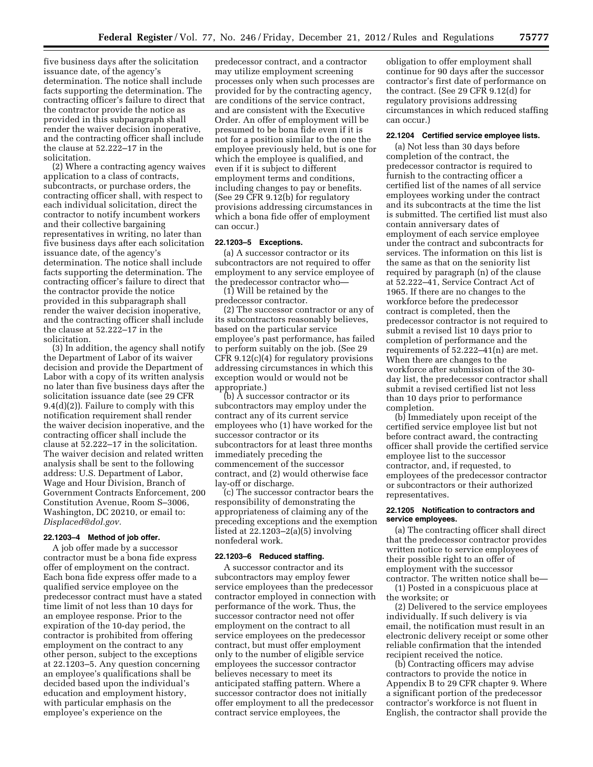five business days after the solicitation issuance date, of the agency's determination. The notice shall include facts supporting the determination. The contracting officer's failure to direct that the contractor provide the notice as provided in this subparagraph shall render the waiver decision inoperative, and the contracting officer shall include the clause at 52.222–17 in the solicitation.

(2) Where a contracting agency waives application to a class of contracts, subcontracts, or purchase orders, the contracting officer shall, with respect to each individual solicitation, direct the contractor to notify incumbent workers and their collective bargaining representatives in writing, no later than five business days after each solicitation issuance date, of the agency's determination. The notice shall include facts supporting the determination. The contracting officer's failure to direct that the contractor provide the notice provided in this subparagraph shall render the waiver decision inoperative, and the contracting officer shall include the clause at 52.222–17 in the solicitation.

(3) In addition, the agency shall notify the Department of Labor of its waiver decision and provide the Department of Labor with a copy of its written analysis no later than five business days after the solicitation issuance date (see 29 CFR 9.4(d)(2)). Failure to comply with this notification requirement shall render the waiver decision inoperative, and the contracting officer shall include the clause at 52.222–17 in the solicitation. The waiver decision and related written analysis shall be sent to the following address: U.S. Department of Labor, Wage and Hour Division, Branch of Government Contracts Enforcement, 200 Constitution Avenue, Room S–3006, Washington, DC 20210, or email to: *Displaced@dol.gov.*

#### 22.1203–4 Method of job offer.

A job offer made by a successor contractor must be a bona fide express offer of employment on the contract. Each bona fide express offer made to a qualified service employee on the predecessor contract must have a stated time limit of not less than 10 days for an employee response. Prior to the expiration of the 10-day period, the contractor is prohibited from offering employment on the contract to any other person, subject to the exceptions at 22.1203–5. Any question concerning an employee's qualifications shall be decided based upon the individual's education and employment history, with particular emphasis on the employee's experience on the predecessor contract, and a contractor may utilize employment screening processes only when such processes are provided for by the contracting agency, are conditions of the service contract, and are consistent with the Executive Order. An offer of employment will be presumed to be bona fide even if it is not for a position similar to the one the employee previously held, but is one for which the employee is qualified, and even if it is subject to different employment terms and conditions, including changes to pay or benefits. (See 29 CFR 9.12(b) for regulatory provisions addressing circumstances in which a bona fide offer of employment can occur.)

#### 22.1203–5 Exceptions.

(a) A successor contractor or its subcontractors are not required to offer employment to any service employee of the predecessor contractor who—

(1) Will be retained by the predecessor contractor.

(2) The successor contractor or any of its subcontractors reasonably believes, based on the particular service employee's past performance, has failed to perform suitably on the job. (See 29 CFR 9.12(c)(4) for regulatory provisions addressing circumstances in which this exception would or would not be appropriate.)

(b) A successor contractor or its subcontractors may employ under the contract any of its current service employees who (1) have worked for the successor contractor or its subcontractors for at least three months immediately preceding the commencement of the successor contract, and (2) would otherwise face lay-off or discharge.

(c) The successor contractor bears the responsibility of demonstrating the appropriateness of claiming any of the preceding exceptions and the exemption listed at 22.1203–2(a)(5) involving nonfederal work.

#### 22.1203–6 Reduced staffing.

A successor contractor and its subcontractors may employ fewer service employees than the predecessor contractor employed in connection with performance of the work. Thus, the successor contractor need not offer employment on the contract to all service employees on the predecessor contract, but must offer employment only to the number of eligible service employees the successor contractor believes necessary to meet its anticipated staffing pattern. Where a successor contractor does not initially offer employment to all the predecessor contract service employees, the obligation to offer employment shall continue for 90 days after the successor contractor's first date of performance on the contract. (See 29 CFR 9.12(d) for regulatory provisions addressing circumstances in which reduced staffing can occur.)

#### 22.1204 Certified service employee lists.

(a) Not less than 30 days before completion of the contract, the predecessor contractor is required to furnish to the contracting officer a certified list of the names of all service employees working under the contract and its subcontracts at the time the list is submitted. The certified list must also contain anniversary dates of employment of each service employee under the contract and subcontracts for services. The information on this list is the same as that on the seniority list required by paragraph (n) of the clause at 52.222–41, Service Contract Act of 1965. If there are no changes to the workforce before the predecessor contract is completed, then the predecessor contractor is not required to submit a revised list 10 days prior to completion of performance and the requirements of 52.222–41(n) are met. When there are changes to the workforce after submission of the 30-day list, the predecessor contractor shall submit a revised certified list not less than 10 days prior to performance completion.

(b) Immediately upon receipt of the certified service employee list but not before contract award, the contracting officer shall provide the certified service employee list to the successor contractor, and, if requested, to employees of the predecessor contractor or subcontractors or their authorized representatives.

#### 22.1205 Notification to contractors and service employees.

(a) The contracting officer shall direct that the predecessor contractor provides written notice to service employees of their possible right to an offer of employment with the successor contractor. The written notice shall be—

(1) Posted in a conspicuous place at the worksite; or

(2) Delivered to the service employees individually. If such delivery is via email, the notification must result in an electronic delivery receipt or some other reliable confirmation that the intended recipient received the notice.

(b) Contracting officers may advise contractors to provide the notice in Appendix B to 29 CFR chapter 9. Where a significant portion of the predecessor contractor's workforce is not fluent in English, the contractor shall provide the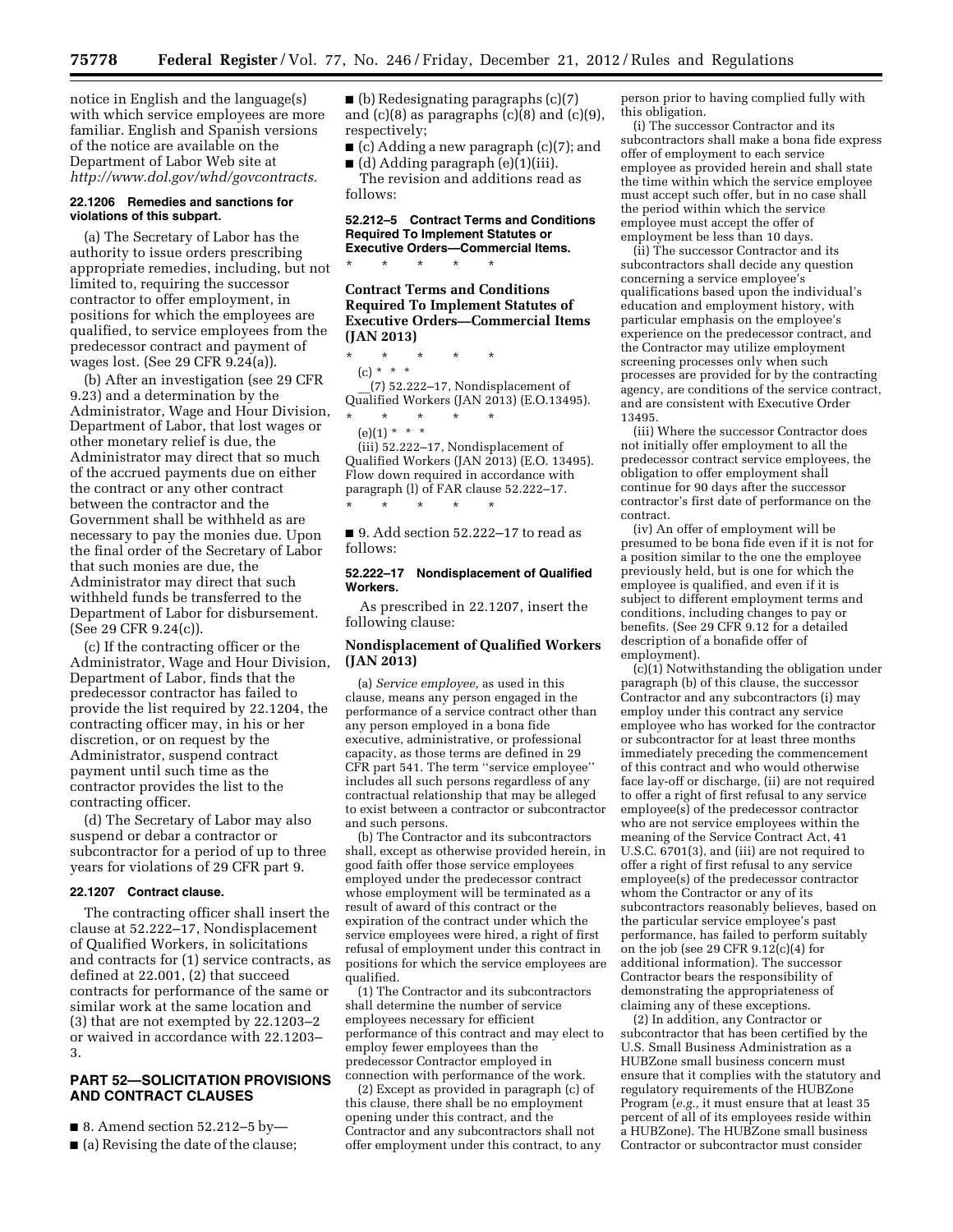notice in English and the language(s) with which service employees are more familiar. English and Spanish versions of the notice are available on the Department of Labor Web site at *http://www.dol.gov/whd/govcontracts.*

#### 22.1206 Remedies and sanctions for violations of this subpart.

(a) The Secretary of Labor has the authority to issue orders prescribing appropriate remedies, including, but not limited to, requiring the successor contractor to offer employment, in positions for which the employees are qualified, to service employees from the predecessor contract and payment of wages lost. (See 29 CFR 9.24(a)).

(b) After an investigation (see 29 CFR 9.23) and a determination by the Administrator, Wage and Hour Division, Department of Labor, that lost wages or other monetary relief is due, the Administrator may direct that so much of the accrued payments due on either the contract or any other contract between the contractor and the Government shall be withheld as are necessary to pay the monies due. Upon the final order of the Secretary of Labor that such monies are due, the Administrator may direct that such withheld funds be transferred to the Department of Labor for disbursement. (See 29 CFR 9.24(c)).

(c) If the contracting officer or the Administrator, Wage and Hour Division, Department of Labor, finds that the predecessor contractor has failed to provide the list required by 22.1204, the contracting officer may, in his or her discretion, or on request by the Administrator, suspend contract payment until such time as the contractor provides the list to the contracting officer.

(d) The Secretary of Labor may also suspend or debar a contractor or subcontractor for a period of up to three years for violations of 29 CFR part 9.

#### 22.1207 Contract clause.

The contracting officer shall insert the clause at 52.222–17, Nondisplacement of Qualified Workers, in solicitations and contracts for (1) service contracts, as defined at 22.001, (2) that succeed contracts for performance of the same or similar work at the same location and (3) that are not exempted by 22.1203–2 or waived in accordance with 22.1203–3.

## PART 52—SOLICITATION PROVISIONS AND CONTRACT CLAUSES

■ 8. Amend section 52.212–5 by—

■ (a) Revising the date of the clause;

■ (b) Redesignating paragraphs (c)(7) and (c)(8) as paragraphs (c)(8) and (c)(9), respectively;

■ (c) Adding a new paragraph (c)(7); and

■ (d) Adding paragraph (e)(1)(iii).

The revision and additions read as follows:

#### 52.212–5 Contract Terms and Conditions Required To Implement Statutes or Executive Orders—Commercial Items.

\* \* \* \* \*

### Contract Terms and Conditions Required To Implement Statutes of Executive Orders—Commercial Items (JAN 2013)

\* \* \* \* \*

(c) \* \* \*

__(7) 52.222–17, Nondisplacement of Qualified Workers (JAN 2013) (E.O.13495).

\* \* \* \* \*

(e)(1) \* \* \*

(iii) 52.222–17, Nondisplacement of Qualified Workers (JAN 2013) (E.O. 13495). Flow down required in accordance with paragraph (l) of FAR clause 52.222–17.

\* \* \* \* \*

■ 9. Add section 52.222–17 to read as follows:

#### 52.222–17 Nondisplacement of Qualified Workers.

As prescribed in 22.1207, insert the following clause:

### Nondisplacement of Qualified Workers (JAN 2013)

(a) *Service employee,* as used in this clause, means any person engaged in the performance of a service contract other than any person employed in a bona fide executive, administrative, or professional capacity, as those terms are defined in 29 CFR part 541. The term ''service employee'' includes all such persons regardless of any contractual relationship that may be alleged to exist between a contractor or subcontractor and such persons.

(b) The Contractor and its subcontractors shall, except as otherwise provided herein, in good faith offer those service employees employed under the predecessor contract whose employment will be terminated as a result of award of this contract or the expiration of the contract under which the service employees were hired, a right of first refusal of employment under this contract in positions for which the service employees are qualified.

(1) The Contractor and its subcontractors shall determine the number of service employees necessary for efficient performance of this contract and may elect to employ fewer employees than the predecessor Contractor employed in connection with performance of the work.

(2) Except as provided in paragraph (c) of this clause, there shall be no employment opening under this contract, and the Contractor and any subcontractors shall not offer employment under this contract, to any person prior to having complied fully with this obligation.

(i) The successor Contractor and its subcontractors shall make a bona fide express offer of employment to each service employee as provided herein and shall state the time within which the service employee must accept such offer, but in no case shall the period within which the service employee must accept the offer of employment be less than 10 days.

(ii) The successor Contractor and its subcontractors shall decide any question concerning a service employee's qualifications based upon the individual's education and employment history, with particular emphasis on the employee's experience on the predecessor contract, and the Contractor may utilize employment screening processes only when such processes are provided for by the contracting agency, are conditions of the service contract, and are consistent with Executive Order 13495.

(iii) Where the successor Contractor does not initially offer employment to all the predecessor contract service employees, the obligation to offer employment shall continue for 90 days after the successor contractor's first date of performance on the contract.

(iv) An offer of employment will be presumed to be bona fide even if it is not for a position similar to the one the employee previously held, but is one for which the employee is qualified, and even if it is subject to different employment terms and conditions, including changes to pay or benefits. (See 29 CFR 9.12 for a detailed description of a bonafide offer of employment).

(c)(1) Notwithstanding the obligation under paragraph (b) of this clause, the successor Contractor and any subcontractors (i) may employ under this contract any service employee who has worked for the contractor or subcontractor for at least three months immediately preceding the commencement of this contract and who would otherwise face lay-off or discharge, (ii) are not required to offer a right of first refusal to any service employee(s) of the predecessor contractor who are not service employees within the meaning of the Service Contract Act, 41 U.S.C. 6701(3), and (iii) are not required to offer a right of first refusal to any service employee(s) of the predecessor contractor whom the Contractor or any of its subcontractors reasonably believes, based on the particular service employee's past performance, has failed to perform suitably on the job (see 29 CFR 9.12(c)(4) for additional information). The successor Contractor bears the responsibility of demonstrating the appropriateness of claiming any of these exceptions.

(2) In addition, any Contractor or subcontractor that has been certified by the U.S. Small Business Administration as a HUBZone small business concern must ensure that it complies with the statutory and regulatory requirements of the HUBZone Program (*e.g.,* it must ensure that at least 35 percent of all of its employees reside within a HUBZone). The HUBZone small business Contractor or subcontractor must consider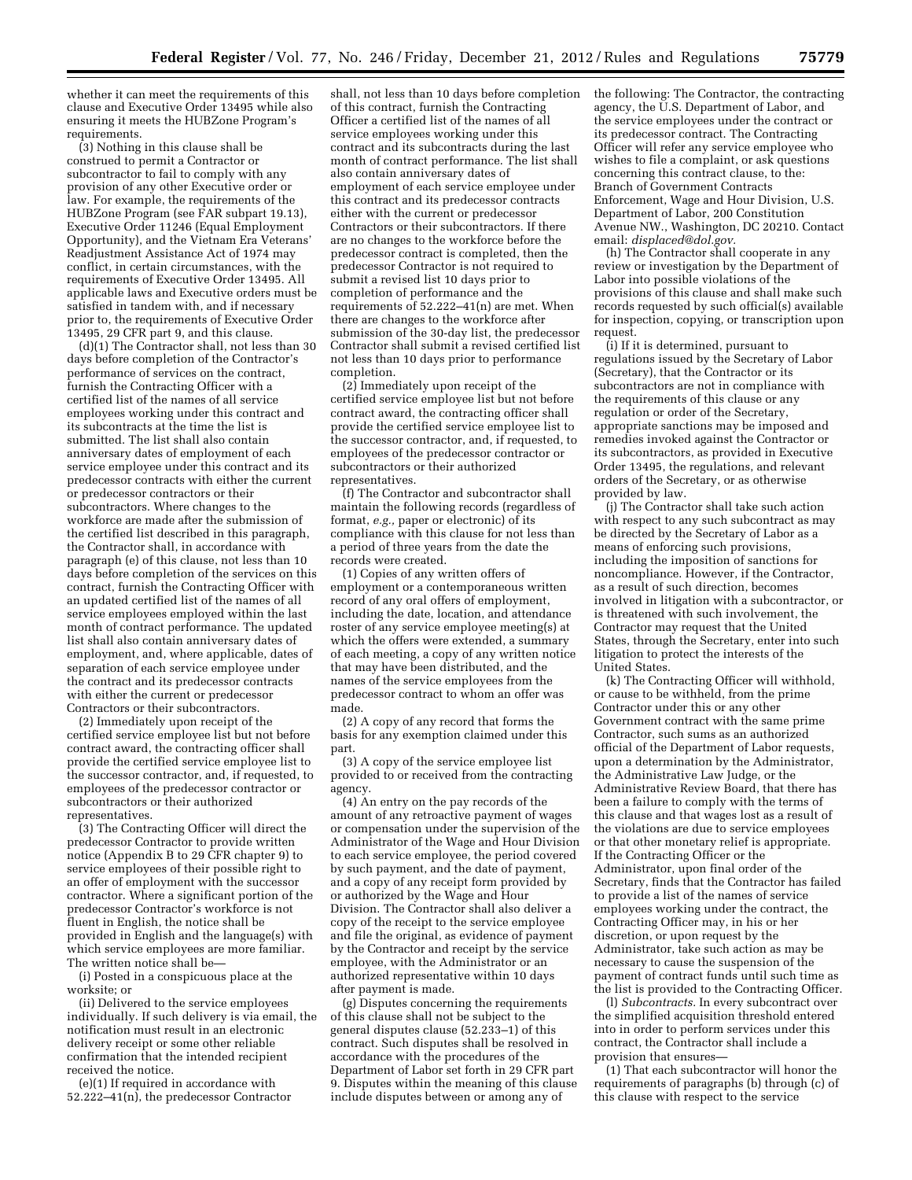whether it can meet the requirements of this clause and Executive Order 13495 while also ensuring it meets the HUBZone Program's requirements.

(3) Nothing in this clause shall be construed to permit a Contractor or subcontractor to fail to comply with any provision of any other Executive order or law. For example, the requirements of the HUBZone Program (see FAR subpart 19.13), Executive Order 11246 (Equal Employment Opportunity), and the Vietnam Era Veterans' Readjustment Assistance Act of 1974 may conflict, in certain circumstances, with the requirements of Executive Order 13495. All applicable laws and Executive orders must be satisfied in tandem with, and if necessary prior to, the requirements of Executive Order 13495, 29 CFR part 9, and this clause.

(d)(1) The Contractor shall, not less than 30 days before completion of the Contractor's performance of services on the contract, furnish the Contracting Officer with a certified list of the names of all service employees working under this contract and its subcontracts at the time the list is submitted. The list shall also contain anniversary dates of employment of each service employee under this contract and its predecessor contracts with either the current or predecessor contractors or their subcontractors. Where changes to the workforce are made after the submission of the certified list described in this paragraph, the Contractor shall, in accordance with paragraph (e) of this clause, not less than 10 days before completion of the services on this contract, furnish the Contracting Officer with an updated certified list of the names of all service employees employed within the last month of contract performance. The updated list shall also contain anniversary dates of employment, and, where applicable, dates of separation of each service employee under the contract and its predecessor contracts with either the current or predecessor Contractors or their subcontractors.

(2) Immediately upon receipt of the certified service employee list but not before contract award, the contracting officer shall provide the certified service employee list to the successor contractor, and, if requested, to employees of the predecessor contractor or subcontractors or their authorized representatives.

(3) The Contracting Officer will direct the predecessor Contractor to provide written notice (Appendix B to 29 CFR chapter 9) to service employees of their possible right to an offer of employment with the successor contractor. Where a significant portion of the predecessor Contractor's workforce is not fluent in English, the notice shall be provided in English and the language(s) with which service employees are more familiar. The written notice shall be—

(i) Posted in a conspicuous place at the worksite; or

(ii) Delivered to the service employees individually. If such delivery is via email, the notification must result in an electronic delivery receipt or some other reliable confirmation that the intended recipient received the notice.

(e)(1) If required in accordance with 52.222–41(n), the predecessor Contractor shall, not less than 10 days before completion of this contract, furnish the Contracting Officer a certified list of the names of all service employees working under this contract and its subcontracts during the last month of contract performance. The list shall also contain anniversary dates of employment of each service employee under this contract and its predecessor contracts either with the current or predecessor Contractors or their subcontractors. If there are no changes to the workforce before the predecessor contract is completed, then the predecessor Contractor is not required to submit a revised list 10 days prior to completion of performance and the requirements of 52.222–41(n) are met. When there are changes to the workforce after submission of the 30-day list, the predecessor Contractor shall submit a revised certified list not less than 10 days prior to performance completion.

(2) Immediately upon receipt of the certified service employee list but not before contract award, the contracting officer shall provide the certified service employee list to the successor contractor, and, if requested, to employees of the predecessor contractor or subcontractors or their authorized representatives.

(f) The Contractor and subcontractor shall maintain the following records (regardless of format, *e.g.,* paper or electronic) of its compliance with this clause for not less than a period of three years from the date the records were created.

(1) Copies of any written offers of employment or a contemporaneous written record of any oral offers of employment, including the date, location, and attendance roster of any service employee meeting(s) at which the offers were extended, a summary of each meeting, a copy of any written notice that may have been distributed, and the names of the service employees from the predecessor contract to whom an offer was made.

(2) A copy of any record that forms the basis for any exemption claimed under this part.

(3) A copy of the service employee list provided to or received from the contracting agency.

(4) An entry on the pay records of the amount of any retroactive payment of wages or compensation under the supervision of the Administrator of the Wage and Hour Division to each service employee, the period covered by such payment, and the date of payment, and a copy of any receipt form provided by or authorized by the Wage and Hour Division. The Contractor shall also deliver a copy of the receipt to the service employee and file the original, as evidence of payment by the Contractor and receipt by the service employee, with the Administrator or an authorized representative within 10 days after payment is made.

(g) Disputes concerning the requirements of this clause shall not be subject to the general disputes clause (52.233–1) of this contract. Such disputes shall be resolved in accordance with the procedures of the Department of Labor set forth in 29 CFR part 9. Disputes within the meaning of this clause include disputes between or among any of the following: The Contractor, the contracting agency, the U.S. Department of Labor, and the service employees under the contract or its predecessor contract. The Contracting Officer will refer any service employee who wishes to file a complaint, or ask questions concerning this contract clause, to the: Branch of Government Contracts Enforcement, Wage and Hour Division, U.S. Department of Labor, 200 Constitution Avenue NW., Washington, DC 20210. Contact email: *displaced@dol.gov.*

(h) The Contractor shall cooperate in any review or investigation by the Department of Labor into possible violations of the provisions of this clause and shall make such records requested by such official(s) available for inspection, copying, or transcription upon request.

(i) If it is determined, pursuant to regulations issued by the Secretary of Labor (Secretary), that the Contractor or its subcontractors are not in compliance with the requirements of this clause or any regulation or order of the Secretary, appropriate sanctions may be imposed and remedies invoked against the Contractor or its subcontractors, as provided in Executive Order 13495, the regulations, and relevant orders of the Secretary, or as otherwise provided by law.

(j) The Contractor shall take such action with respect to any such subcontract as may be directed by the Secretary of Labor as a means of enforcing such provisions, including the imposition of sanctions for noncompliance. However, if the Contractor, as a result of such direction, becomes involved in litigation with a subcontractor, or is threatened with such involvement, the Contractor may request that the United States, through the Secretary, enter into such litigation to protect the interests of the United States.

(k) The Contracting Officer will withhold, or cause to be withheld, from the prime Contractor under this or any other Government contract with the same prime Contractor, such sums as an authorized official of the Department of Labor requests, upon a determination by the Administrator, the Administrative Law Judge, or the Administrative Review Board, that there has been a failure to comply with the terms of this clause and that wages lost as a result of the violations are due to service employees or that other monetary relief is appropriate. If the Contracting Officer or the Administrator, upon final order of the Secretary, finds that the Contractor has failed to provide a list of the names of service employees working under the contract, the Contracting Officer may, in his or her discretion, or upon request by the Administrator, take such action as may be necessary to cause the suspension of the payment of contract funds until such time as the list is provided to the Contracting Officer.

(l) *Subcontracts.* In every subcontract over the simplified acquisition threshold entered into in order to perform services under this contract, the Contractor shall include a provision that ensures—

(1) That each subcontractor will honor the requirements of paragraphs (b) through (c) of this clause with respect to the service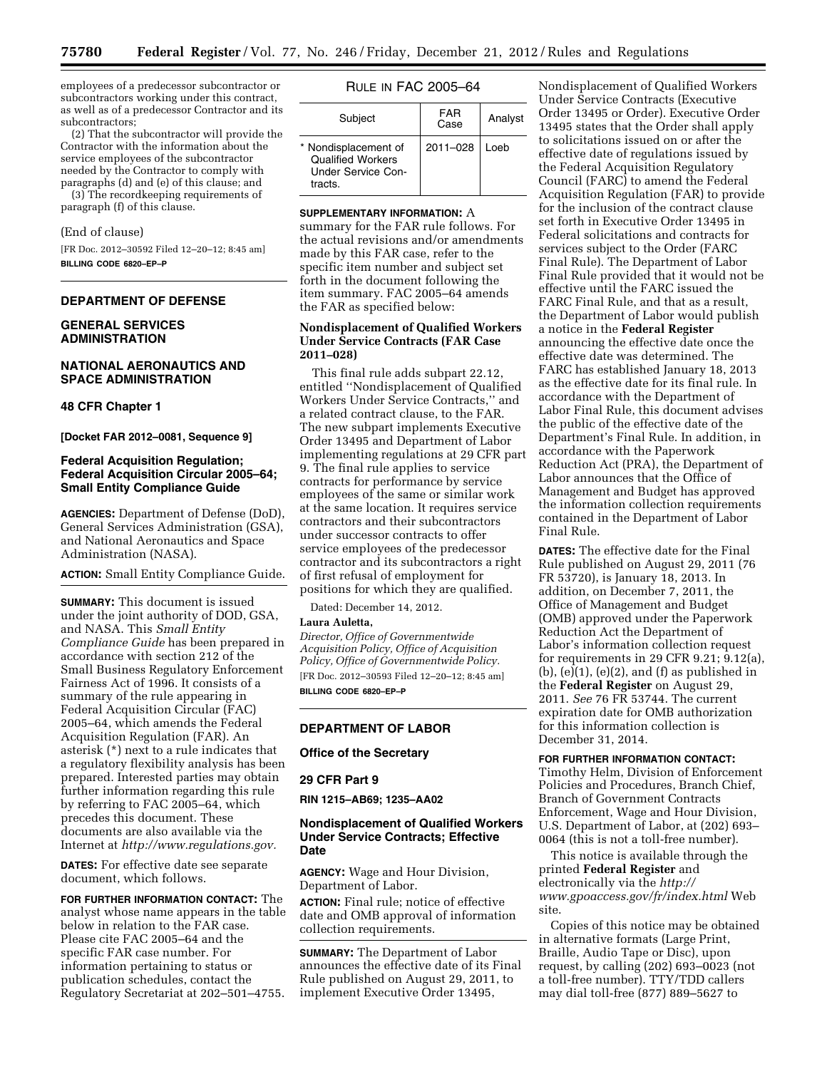employees of a predecessor subcontractor or subcontractors working under this contract, as well as of a predecessor Contractor and its subcontractors;

(2) That the subcontractor will provide the Contractor with the information about the service employees of the subcontractor needed by the Contractor to comply with paragraphs (d) and (e) of this clause; and

(3) The recordkeeping requirements of paragraph (f) of this clause.

(End of clause)

[FR Doc. 2012–30592 Filed 12–20–12; 8:45 am]

**BILLING CODE 6820–EP–P**

## DEPARTMENT OF DEFENSE

## GENERAL SERVICES ADMINISTRATION

## NATIONAL AERONAUTICS AND SPACE ADMINISTRATION

### 48 CFR Chapter 1

**[Docket FAR 2012–0081, Sequence 9]**

### Federal Acquisition Regulation; Federal Acquisition Circular 2005–64; Small Entity Compliance Guide

**AGENCIES:** Department of Defense (DoD), General Services Administration (GSA), and National Aeronautics and Space Administration (NASA).

**ACTION:** Small Entity Compliance Guide.

**SUMMARY:** This document is issued under the joint authority of DOD, GSA, and NASA. This *Small Entity Compliance Guide* has been prepared in accordance with section 212 of the Small Business Regulatory Enforcement Fairness Act of 1996. It consists of a summary of the rule appearing in Federal Acquisition Circular (FAC) 2005–64, which amends the Federal Acquisition Regulation (FAR). An asterisk (*) next to a rule indicates that a regulatory flexibility analysis has been prepared. Interested parties may obtain further information regarding this rule by referring to FAC 2005–64, which precedes this document. These documents are also available via the Internet at *http://www.regulations.gov.*

**DATES:** For effective date see separate document, which follows.

**FOR FURTHER INFORMATION CONTACT:** The analyst whose name appears in the table below in relation to the FAR case. Please cite FAC 2005–64 and the specific FAR case number. For information pertaining to status or publication schedules, contact the Regulatory Secretariat at 202–501–4755.

RULE IN FAC 2005–64

| Subject | FAR Case | Analyst |
|---|---|---|
| * Nondisplacement of Qualified Workers Under Service Contracts. | 2011–028 | Loeb |

**SUPPLEMENTARY INFORMATION:** A summary for the FAR rule follows. For the actual revisions and/or amendments made by this FAR case, refer to the specific item number and subject set forth in the document following the item summary. FAC 2005–64 amends the FAR as specified below:

**Nondisplacement of Qualified Workers Under Service Contracts (FAR Case 2011–028)**

This final rule adds subpart 22.12, entitled ''Nondisplacement of Qualified Workers Under Service Contracts,'' and a related contract clause, to the FAR. The new subpart implements Executive Order 13495 and Department of Labor implementing regulations at 29 CFR part 9. The final rule applies to service contracts for performance by service employees of the same or similar work at the same location. It requires service contractors and their subcontractors under successor contracts to offer service employees of the predecessor contractor and its subcontractors a right of first refusal of employment for positions for which they are qualified.

Dated: December 14, 2012.

**Laura Auletta,**

*Director, Office of Governmentwide Acquisition Policy, Office of Acquisition Policy, Office of Governmentwide Policy.*

[FR Doc. 2012–30593 Filed 12–20–12; 8:45 am]

**BILLING CODE 6820–EP–P**

## DEPARTMENT OF LABOR

### Office of the Secretary

### 29 CFR Part 9

**RIN 1215–AB69; 1235–AA02**

### Nondisplacement of Qualified Workers Under Service Contracts; Effective Date

**AGENCY:** Wage and Hour Division, Department of Labor.

**ACTION:** Final rule; notice of effective date and OMB approval of information collection requirements.

**SUMMARY:** The Department of Labor announces the effective date of its Final Rule published on August 29, 2011, to implement Executive Order 13495, Nondisplacement of Qualified Workers Under Service Contracts (Executive Order 13495 or Order). Executive Order 13495 states that the Order shall apply to solicitations issued on or after the effective date of regulations issued by the Federal Acquisition Regulatory Council (FARC) to amend the Federal Acquisition Regulation (FAR) to provide for the inclusion of the contract clause set forth in Executive Order 13495 in Federal solicitations and contracts for services subject to the Order (FARC Final Rule). The Department of Labor Final Rule provided that it would not be effective until the FARC issued the FARC Final Rule, and that as a result, the Department of Labor would publish a notice in the **Federal Register** announcing the effective date once the effective date was determined. The FARC has established January 18, 2013 as the effective date for its final rule. In accordance with the Department of Labor Final Rule, this document advises the public of the effective date of the Department's Final Rule. In addition, in accordance with the Paperwork Reduction Act (PRA), the Department of Labor announces that the Office of Management and Budget has approved the information collection requirements contained in the Department of Labor Final Rule.

**DATES:** The effective date for the Final Rule published on August 29, 2011 (76 FR 53720), is January 18, 2013. In addition, on December 7, 2011, the Office of Management and Budget (OMB) approved under the Paperwork Reduction Act the Department of Labor's information collection request for requirements in 29 CFR 9.21; 9.12(a), (b), (e)(1), (e)(2), and (f) as published in the **Federal Register** on August 29, 2011. *See* 76 FR 53744. The current expiration date for OMB authorization for this information collection is December 31, 2014.

**FOR FURTHER INFORMATION CONTACT:** Timothy Helm, Division of Enforcement Policies and Procedures, Branch Chief, Branch of Government Contracts Enforcement, Wage and Hour Division, U.S. Department of Labor, at (202) 693–0064 (this is not a toll-free number).

This notice is available through the printed **Federal Register** and electronically via the *http://www.gpoaccess.gov/fr/index.html* Web site.

Copies of this notice may be obtained in alternative formats (Large Print, Braille, Audio Tape or Disc), upon request, by calling (202) 693–0023 (not a toll-free number). TTY/TDD callers may dial toll-free (877) 889–5627 to